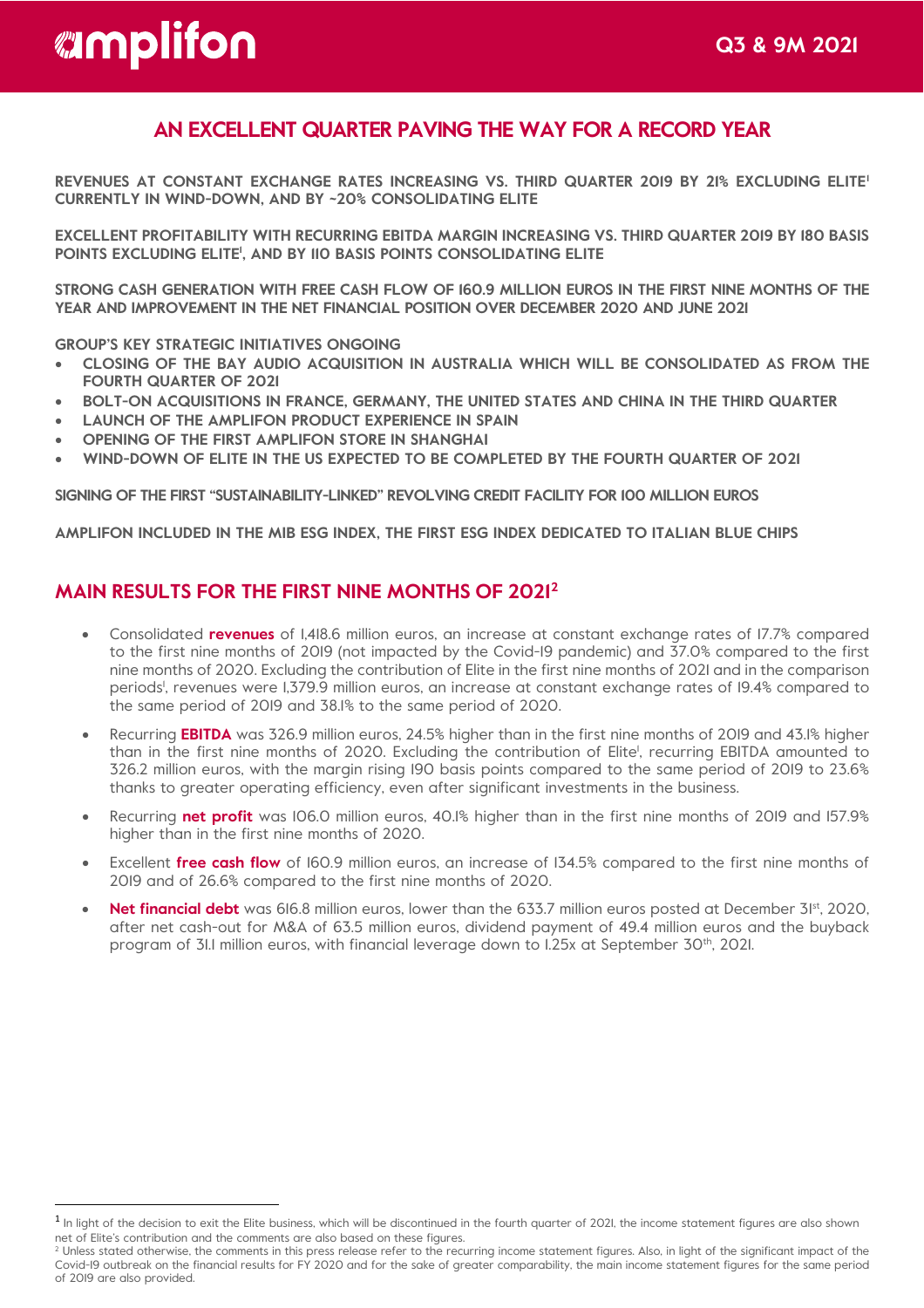# AN EXCELLENT QUARTER PAVING THE WAY FOR A RECORD YEAR

**REVENUES AT CONSTANT EXCHANGE RATES INCREASING VS. THIRD QUARTER 2019 BY 21% EXCLUDING ELITE[1] CURRENTLY IN WIND-DOWN, AND BY ~20% CONSOLIDATING ELITE**

**EXCELLENT PROFITABILITY WITH RECURRING EBITDA MARGIN INCREASING VS. THIRD QUARTER 2019 BY 180 BASIS POINTS EXCLUDING ELITE[1], AND BY 110 BASIS POINTS CONSOLIDATING ELITE**

**STRONG CASH GENERATION WITH FREE CASH FLOW OF 160.9 MILLION EUROS IN THE FIRST NINE MONTHS OF THE YEAR AND IMPROVEMENT IN THE NET FINANCIAL POSITION OVER DECEMBER 2020 AND JUNE 2021**

**GROUP'S KEY STRATEGIC INITIATIVES ONGOING**

- **CLOSING OF THE BAY AUDIO ACQUISITION IN AUSTRALIA WHICH WILL BE CONSOLIDATED AS FROM THE FOURTH QUARTER OF 2021**
- **BOLT-ON ACQUISITIONS IN FRANCE, GERMANY, THE UNITED STATES AND CHINA IN THE THIRD QUARTER**
- **LAUNCH OF THE AMPLIFON PRODUCT EXPERIENCE IN SPAIN**
- **OPENING OF THE FIRST AMPLIFON STORE IN SHANGHAI**
- **WIND-DOWN OF ELITE IN THE US EXPECTED TO BE COMPLETED BY THE FOURTH QUARTER OF 2021**

**SIGNING OF THE FIRST "SUSTAINABILITY-LINKED" REVOLVING CREDIT FACILITY FOR 100 MILLION EUROS**

**AMPLIFON INCLUDED IN THE MIB ESG INDEX, THE FIRST ESG INDEX DEDICATED TO ITALIAN BLUE CHIPS**

## MAIN RESULTS FOR THE FIRST NINE MONTHS OF 2021[2]

- Consolidated **revenues** of 1,418.6 million euros, an increase at constant exchange rates of 17.7% compared to the first nine months of 2019 (not impacted by the Covid-19 pandemic) and 37.0% compared to the first nine months of 2020. Excluding the contribution of Elite in the first nine months of 2021 and in the comparison periods[1], revenues were 1,379.9 million euros, an increase at constant exchange rates of 19.4% compared to the same period of 2019 and 38.1% to the same period of 2020.
- Recurring **EBITDA** was 326.9 million euros, 24.5% higher than in the first nine months of 2019 and 43.1% higher than in the first nine months of 2020. Excluding the contribution of Elite[1], recurring EBITDA amounted to 326.2 million euros, with the margin rising 190 basis points compared to the same period of 2019 to 23.6% thanks to greater operating efficiency, even after significant investments in the business.
- Recurring **net profit** was 106.0 million euros, 40.1% higher than in the first nine months of 2019 and 157.9% higher than in the first nine months of 2020.
- Excellent **free cash flow** of 160.9 million euros, an increase of 134.5% compared to the first nine months of 2019 and of 26.6% compared to the first nine months of 2020.
- **Net financial debt** was 616.8 million euros, lower than the 633.7 million euros posted at December 31st, 2020, after net cash-out for M&A of 63.5 million euros, dividend payment of 49.4 million euros and the buyback program of 31.1 million euros, with financial leverage down to 1.25x at September 30th, 2021.

---

[1] In light of the decision to exit the Elite business, which will be discontinued in the fourth quarter of 2021, the income statement figures are also shown net of Elite's contribution and the comments are also based on these figures.

[2] Unless stated otherwise, the comments in this press release refer to the recurring income statement figures. Also, in light of the significant impact of the Covid-19 outbreak on the financial results for FY 2020 and for the sake of greater comparability, the main income statement figures for the same period of 2019 are also provided.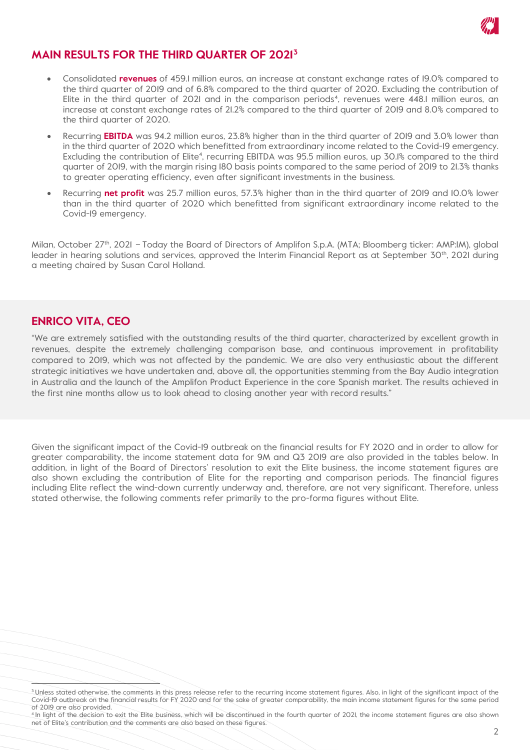## MAIN RESULTS FOR THE THIRD QUARTER OF 2021[3]

- Consolidated **revenues** of 459.1 million euros, an increase at constant exchange rates of 19.0% compared to the third quarter of 2019 and of 6.8% compared to the third quarter of 2020. Excluding the contribution of Elite in the third quarter of 2021 and in the comparison periods[4], revenues were 448.1 million euros, an increase at constant exchange rates of 21.2% compared to the third quarter of 2019 and 8.0% compared to the third quarter of 2020.
- Recurring **EBITDA** was 94.2 million euros, 23.8% higher than in the third quarter of 2019 and 3.0% lower than in the third quarter of 2020 which benefitted from extraordinary income related to the Covid-19 emergency. Excluding the contribution of Elite[4], recurring EBITDA was 95.5 million euros, up 30.1% compared to the third quarter of 2019, with the margin rising 180 basis points compared to the same period of 2019 to 21.3% thanks to greater operating efficiency, even after significant investments in the business.
- Recurring **net profit** was 25.7 million euros, 57.3% higher than in the third quarter of 2019 and 10.0% lower than in the third quarter of 2020 which benefitted from significant extraordinary income related to the Covid-19 emergency.

Milan, October 27th, 2021 – Today the Board of Directors of Amplifon S.p.A. (MTA; Bloomberg ticker: AMP:IM), global leader in hearing solutions and services, approved the Interim Financial Report as at September 30th, 2021 during a meeting chaired by Susan Carol Holland.

## ENRICO VITA, CEO

"We are extremely satisfied with the outstanding results of the third quarter, characterized by excellent growth in revenues, despite the extremely challenging comparison base, and continuous improvement in profitability compared to 2019, which was not affected by the pandemic. We are also very enthusiastic about the different strategic initiatives we have undertaken and, above all, the opportunities stemming from the Bay Audio integration in Australia and the launch of the Amplifon Product Experience in the core Spanish market. The results achieved in the first nine months allow us to look ahead to closing another year with record results."

Given the significant impact of the Covid-19 outbreak on the financial results for FY 2020 and in order to allow for greater comparability, the income statement data for 9M and Q3 2019 are also provided in the tables below. In addition, in light of the Board of Directors' resolution to exit the Elite business, the income statement figures are also shown excluding the contribution of Elite for the reporting and comparison periods. The financial figures including Elite reflect the wind-down currently underway and, therefore, are not very significant. Therefore, unless stated otherwise, the following comments refer primarily to the pro-forma figures without Elite.

[3] Unless stated otherwise, the comments in this press release refer to the recurring income statement figures. Also, in light of the significant impact of the Covid-19 outbreak on the financial results for FY 2020 and for the sake of greater comparability, the main income statement figures for the same period of 2019 are also provided.

[4] In light of the decision to exit the Elite business, which will be discontinued in the fourth quarter of 2021, the income statement figures are also shown net of Elite's contribution and the comments are also based on these figures.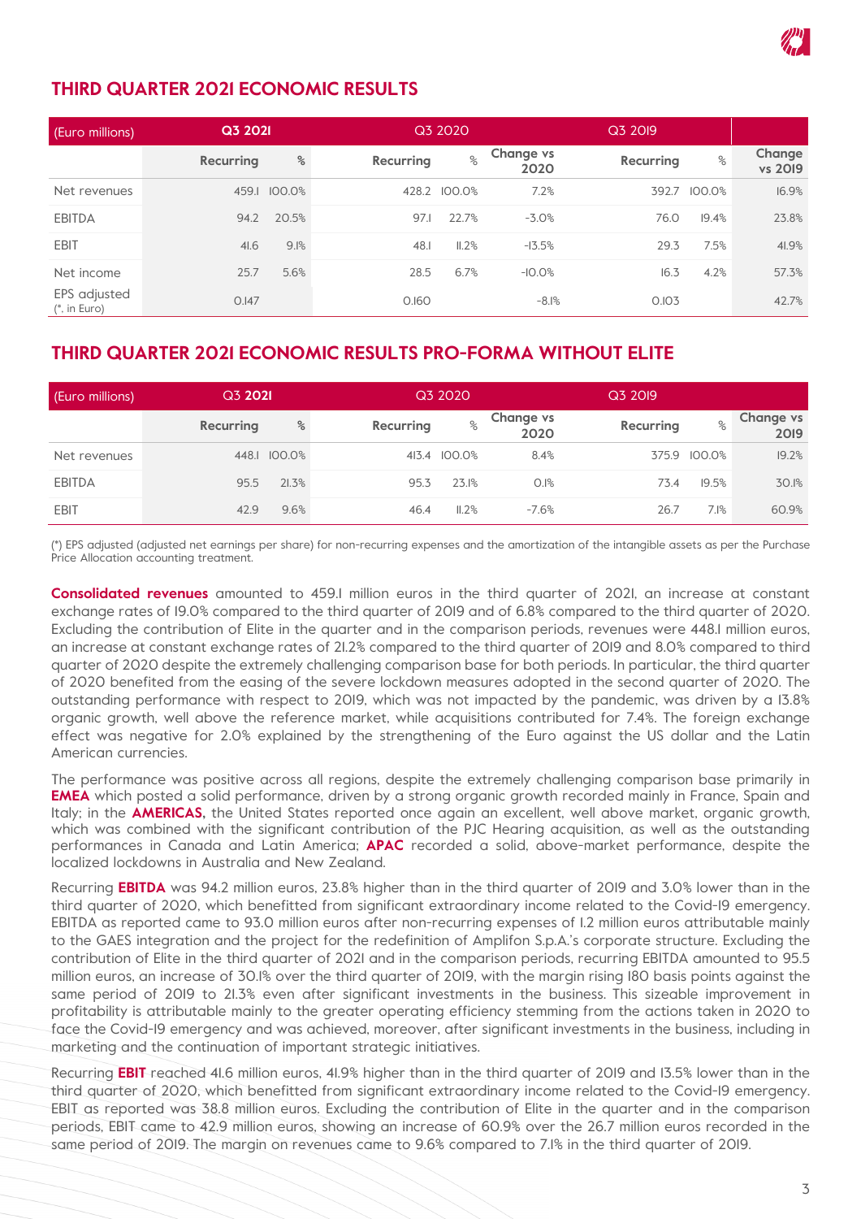## THIRD QUARTER 2021 ECONOMIC RESULTS

| (Euro millions) | Q3 2021 | | Q3 2020 | | | Q3 2019 | | |
|---|---|---|---|---|---|---|---|---|
| | Recurring | % | Recurring | % | Change vs 2020 | Recurring | % | Change vs 2019 |
| Net revenues | 459.1 | 100.0% | 428.2 | 100.0% | 7.2% | 392.7 | 100.0% | 16.9% |
| EBITDA | 94.2 | 20.5% | 97.1 | 22.7% | -3.0% | 76.0 | 19.4% | 23.8% |
| EBIT | 41.6 | 9.1% | 48.1 | 11.2% | -13.5% | 29.3 | 7.5% | 41.9% |
| Net income | 25.7 | 5.6% | 28.5 | 6.7% | -10.0% | 16.3 | 4.2% | 57.3% |
| EPS adjusted (*, in Euro) | 0.147 | | 0.160 | | -8.1% | 0.103 | | 42.7% |

## THIRD QUARTER 2021 ECONOMIC RESULTS PRO-FORMA WITHOUT ELITE

| (Euro millions) | Q3 2021 | | Q3 2020 | | | Q3 2019 | | |
|---|---|---|---|---|---|---|---|---|
| | Recurring | % | Recurring | % | Change vs 2020 | Recurring | % | Change vs 2019 |
| Net revenues | 448.1 | 100.0% | 413.4 | 100.0% | 8.4% | 375.9 | 100.0% | 19.2% |
| EBITDA | 95.5 | 21.3% | 95.3 | 23.1% | 0.1% | 73.4 | 19.5% | 30.1% |
| EBIT | 42.9 | 9.6% | 46.4 | 11.2% | -7.6% | 26.7 | 7.1% | 60.9% |

(*) EPS adjusted (adjusted net earnings per share) for non-recurring expenses and the amortization of the intangible assets as per the Purchase Price Allocation accounting treatment.

**Consolidated revenues** amounted to 459.1 million euros in the third quarter of 2021, an increase at constant exchange rates of 19.0% compared to the third quarter of 2019 and of 6.8% compared to the third quarter of 2020. Excluding the contribution of Elite in the quarter and in the comparison periods, revenues were 448.1 million euros, an increase at constant exchange rates of 21.2% compared to the third quarter of 2019 and 8.0% compared to third quarter of 2020 despite the extremely challenging comparison base for both periods. In particular, the third quarter of 2020 benefited from the easing of the severe lockdown measures adopted in the second quarter of 2020. The outstanding performance with respect to 2019, which was not impacted by the pandemic, was driven by a 13.8% organic growth, well above the reference market, while acquisitions contributed for 7.4%. The foreign exchange effect was negative for 2.0% explained by the strengthening of the Euro against the US dollar and the Latin American currencies.

The performance was positive across all regions, despite the extremely challenging comparison base primarily in **EMEA** which posted a solid performance, driven by a strong organic growth recorded mainly in France, Spain and Italy; in the **AMERICAS**, the United States reported once again an excellent, well above market, organic growth, which was combined with the significant contribution of the PJC Hearing acquisition, as well as the outstanding performances in Canada and Latin America; **APAC** recorded a solid, above-market performance, despite the localized lockdowns in Australia and New Zealand.

Recurring **EBITDA** was 94.2 million euros, 23.8% higher than in the third quarter of 2019 and 3.0% lower than in the third quarter of 2020, which benefitted from significant extraordinary income related to the Covid-19 emergency. EBITDA as reported came to 93.0 million euros after non-recurring expenses of 1.2 million euros attributable mainly to the GAES integration and the project for the redefinition of Amplifon S.p.A.'s corporate structure. Excluding the contribution of Elite in the third quarter of 2021 and in the comparison periods, recurring EBITDA amounted to 95.5 million euros, an increase of 30.1% over the third quarter of 2019, with the margin rising 180 basis points against the same period of 2019 to 21.3% even after significant investments in the business. This sizeable improvement in profitability is attributable mainly to the greater operating efficiency stemming from the actions taken in 2020 to face the Covid-19 emergency and was achieved, moreover, after significant investments in the business, including in marketing and the continuation of important strategic initiatives.

Recurring **EBIT** reached 41.6 million euros, 41.9% higher than in the third quarter of 2019 and 13.5% lower than in the third quarter of 2020, which benefitted from significant extraordinary income related to the Covid-19 emergency. EBIT as reported was 38.8 million euros. Excluding the contribution of Elite in the quarter and in the comparison periods, EBIT came to 42.9 million euros, showing an increase of 60.9% over the 26.7 million euros recorded in the same period of 2019. The margin on revenues came to 9.6% compared to 7.1% in the third quarter of 2019.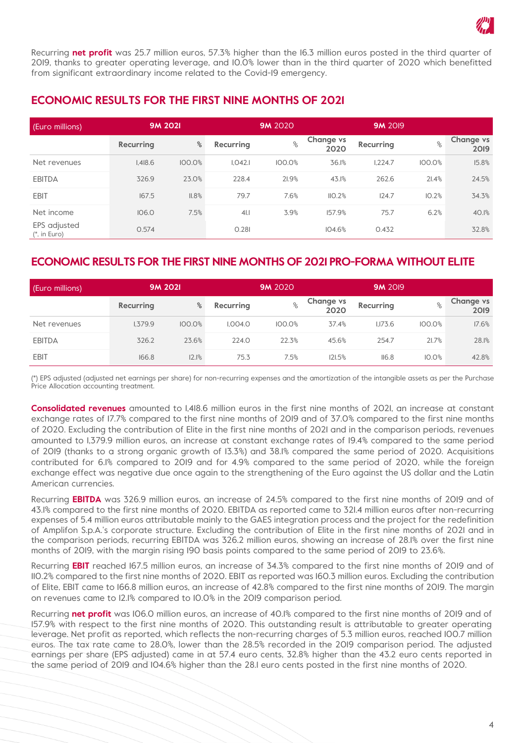Recurring **net profit** was 25.7 million euros, 57.3% higher than the 16.3 million euros posted in the third quarter of 2019, thanks to greater operating leverage, and 10.0% lower than in the third quarter of 2020 which benefitted from significant extraordinary income related to the Covid-19 emergency.

## ECONOMIC RESULTS FOR THE FIRST NINE MONTHS OF 2021

| (Euro millions) | 9M 2021 | | 9M 2020 | | | 9M 2019 | | |
|---|---|---|---|---|---|---|---|---|
| | Recurring | % | Recurring | % | Change vs 2020 | Recurring | % | Change vs 2019 |
| Net revenues | 1,418.6 | 100.0% | 1,042.1 | 100.0% | 36.1% | 1,224.7 | 100.0% | 15.8% |
| EBITDA | 326.9 | 23.0% | 228.4 | 21.9% | 43.1% | 262.6 | 21.4% | 24.5% |
| EBIT | 167.5 | 11.8% | 79.7 | 7.6% | 110.2% | 124.7 | 10.2% | 34.3% |
| Net income | 106.0 | 7.5% | 41.1 | 3.9% | 157.9% | 75.7 | 6.2% | 40.1% |
| EPS adjusted (*, in Euro) | 0.574 | | 0.281 | | 104.6% | 0.432 | | 32.8% |

## ECONOMIC RESULTS FOR THE FIRST NINE MONTHS OF 2021 PRO-FORMA WITHOUT ELITE

| (Euro millions) | 9M 2021 | | 9M 2020 | | | 9M 2019 | | |
|---|---|---|---|---|---|---|---|---|
| | Recurring | % | Recurring | % | Change vs 2020 | Recurring | % | Change vs 2019 |
| Net revenues | 1,379.9 | 100.0% | 1,004.0 | 100.0% | 37.4% | 1,173.6 | 100.0% | 17.6% |
| EBITDA | 326.2 | 23.6% | 224.0 | 22.3% | 45.6% | 254.7 | 21.7% | 28.1% |
| EBIT | 166.8 | 12.1% | 75.3 | 7.5% | 121.5% | 116.8 | 10.0% | 42.8% |

(*) EPS adjusted (adjusted net earnings per share) for non-recurring expenses and the amortization of the intangible assets as per the Purchase Price Allocation accounting treatment.

**Consolidated revenues** amounted to 1,418.6 million euros in the first nine months of 2021, an increase at constant exchange rates of 17.7% compared to the first nine months of 2019 and of 37.0% compared to the first nine months of 2020. Excluding the contribution of Elite in the first nine months of 2021 and in the comparison periods, revenues amounted to 1,379.9 million euros, an increase at constant exchange rates of 19.4% compared to the same period of 2019 (thanks to a strong organic growth of 13.3%) and 38.1% compared the same period of 2020. Acquisitions contributed for 6.1% compared to 2019 and for 4.9% compared to the same period of 2020, while the foreign exchange effect was negative due once again to the strengthening of the Euro against the US dollar and the Latin American currencies.

Recurring **EBITDA** was 326.9 million euros, an increase of 24.5% compared to the first nine months of 2019 and of 43.1% compared to the first nine months of 2020. EBITDA as reported came to 321.4 million euros after non-recurring expenses of 5.4 million euros attributable mainly to the GAES integration process and the project for the redefinition of Amplifon S.p.A.'s corporate structure. Excluding the contribution of Elite in the first nine months of 2021 and in the comparison periods, recurring EBITDA was 326.2 million euros, showing an increase of 28.1% over the first nine months of 2019, with the margin rising 190 basis points compared to the same period of 2019 to 23.6%.

Recurring **EBIT** reached 167.5 million euros, an increase of 34.3% compared to the first nine months of 2019 and of 110.2% compared to the first nine months of 2020. EBIT as reported was 160.3 million euros. Excluding the contribution of Elite, EBIT came to 166.8 million euros, an increase of 42.8% compared to the first nine months of 2019. The margin on revenues came to 12.1% compared to 10.0% in the 2019 comparison period.

Recurring **net profit** was 106.0 million euros, an increase of 40.1% compared to the first nine months of 2019 and of 157.9% with respect to the first nine months of 2020. This outstanding result is attributable to greater operating leverage. Net profit as reported, which reflects the non-recurring charges of 5.3 million euros, reached 100.7 million euros. The tax rate came to 28.0%, lower than the 28.5% recorded in the 2019 comparison period. The adjusted earnings per share (EPS adjusted) came in at 57.4 euro cents, 32.8% higher than the 43.2 euro cents reported in the same period of 2019 and 104.6% higher than the 28.1 euro cents posted in the first nine months of 2020.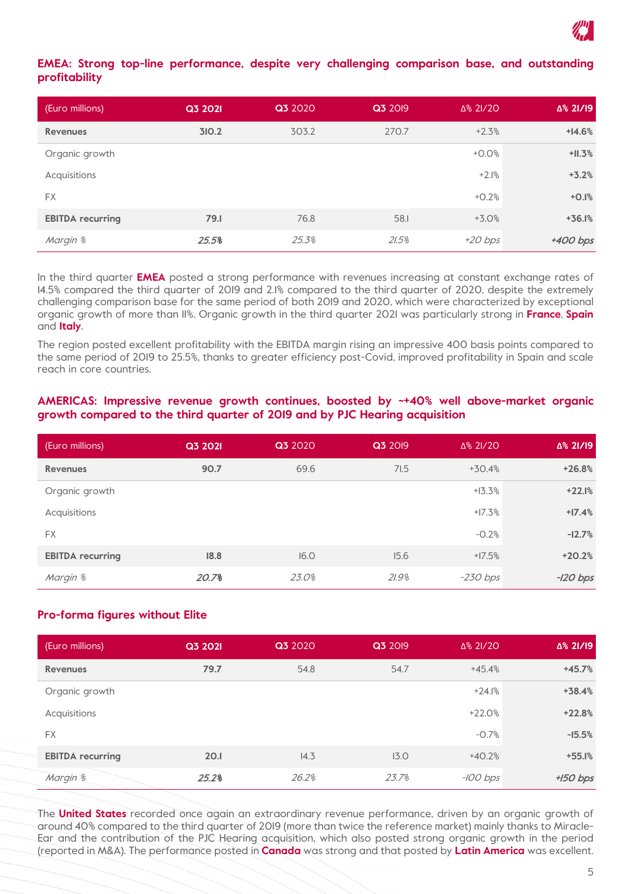## EMEA: Strong top-line performance, despite very challenging comparison base, and outstanding profitability

| (Euro millions) | Q3 2021 | Q3 2020 | Q3 2019 | Δ% 21/20 | Δ% 21/19 |
|---|---|---|---|---|---|
| **Revenues** | **310.2** | 303.2 | 270.7 | +2.3% | **+14.6%** |
| Organic growth | | | | +0.0% | **+11.3%** |
| Acquisitions | | | | +2.1% | **+3.2%** |
| FX | | | | +0.2% | **+0.1%** |
| **EBITDA recurring** | **79.1** | 76.8 | 58.1 | +3.0% | **+36.1%** |
| *Margin %* | ***25.5%*** | *25.3%* | *21.5%* | *+20 bps* | ***+400 bps*** |

In the third quarter **EMEA** posted a strong performance with revenues increasing at constant exchange rates of 14.5% compared the third quarter of 2019 and 2.1% compared to the third quarter of 2020, despite the extremely challenging comparison base for the same period of both 2019 and 2020, which were characterized by exceptional organic growth of more than 11%. Organic growth in the third quarter 2021 was particularly strong in **France**, **Spain** and **Italy**.

The region posted excellent profitability with the EBITDA margin rising an impressive 400 basis points compared to the same period of 2019 to 25.5%, thanks to greater efficiency post-Covid, improved profitability in Spain and scale reach in core countries.

## AMERICAS: Impressive revenue growth continues, boosted by ~+40% well above-market organic growth compared to the third quarter of 2019 and by PJC Hearing acquisition

| (Euro millions) | Q3 2021 | Q3 2020 | Q3 2019 | Δ% 21/20 | Δ% 21/19 |
|---|---|---|---|---|---|
| **Revenues** | **90.7** | 69.6 | 71.5 | +30.4% | **+26.8%** |
| Organic growth | | | | +13.3% | **+22.1%** |
| Acquisitions | | | | +17.3% | **+17.4%** |
| FX | | | | -0.2% | **-12.7%** |
| **EBITDA recurring** | **18.8** | 16.0 | 15.6 | +17.5% | **+20.2%** |
| *Margin %* | ***20.7%*** | *23.0%* | *21.9%* | *-230 bps* | ***-120 bps*** |

### Pro-forma figures without Elite

| (Euro millions) | Q3 2021 | Q3 2020 | Q3 2019 | Δ% 21/20 | Δ% 21/19 |
|---|---|---|---|---|---|
| **Revenues** | **79.7** | 54.8 | 54.7 | +45.4% | **+45.7%** |
| Organic growth | | | | +24.1% | **+38.4%** |
| Acquisitions | | | | +22.0% | **+22.8%** |
| FX | | | | -0.7% | **-15.5%** |
| **EBITDA recurring** | **20.1** | 14.3 | 13.0 | +40.2% | **+55.1%** |
| *Margin %* | ***25.2%*** | *26.2%* | *23.7%* | *-100 bps* | ***+150 bps*** |

The **United States** recorded once again an extraordinary revenue performance, driven by an organic growth of around 40% compared to the third quarter of 2019 (more than twice the reference market) mainly thanks to Miracle-Ear and the contribution of the PJC Hearing acquisition, which also posted strong organic growth in the period (reported in M&A). The performance posted in **Canada** was strong and that posted by **Latin America** was excellent.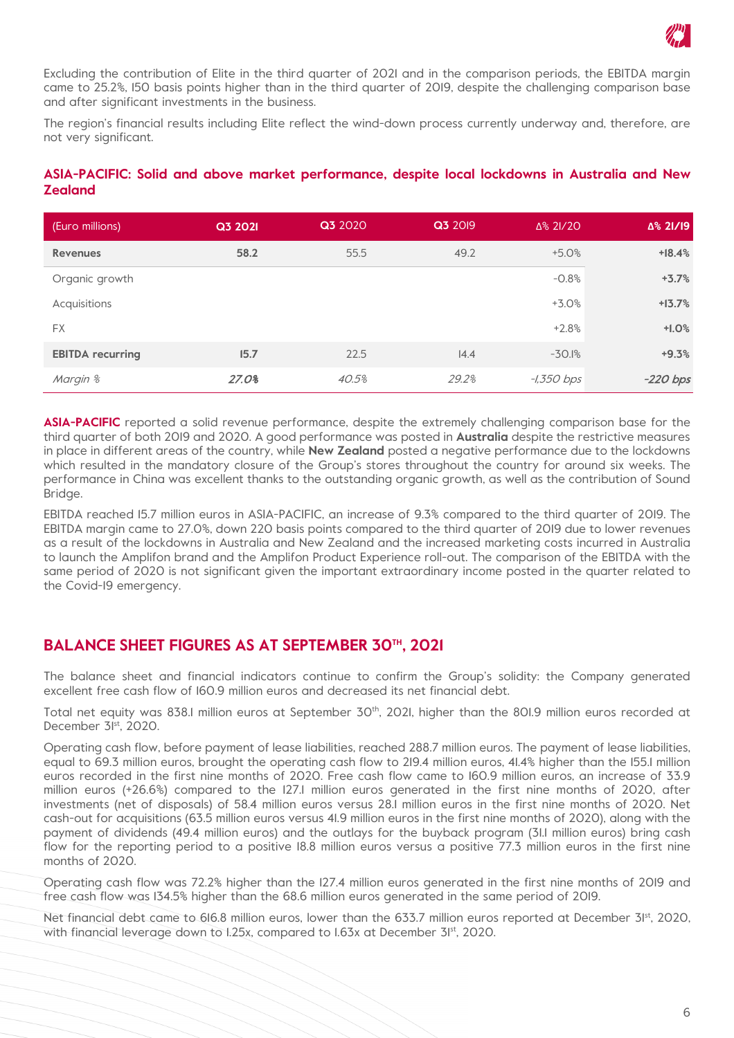Excluding the contribution of Elite in the third quarter of 2021 and in the comparison periods, the EBITDA margin came to 25.2%, 150 basis points higher than in the third quarter of 2019, despite the challenging comparison base and after significant investments in the business.

The region's financial results including Elite reflect the wind-down process currently underway and, therefore, are not very significant.

## ASIA-PACIFIC: Solid and above market performance, despite local lockdowns in Australia and New Zealand

| (Euro millions) | Q3 2021 | Q3 2020 | Q3 2019 | Δ% 21/20 | Δ% 21/19 |
|---|---|---|---|---|---|
| **Revenues** | **58.2** | 55.5 | 49.2 | +5.0% | **+18.4%** |
| Organic growth | | | | -0.8% | **+3.7%** |
| Acquisitions | | | | +3.0% | **+13.7%** |
| FX | | | | +2.8% | **+1.0%** |
| **EBITDA recurring** | **15.7** | 22.5 | 14.4 | -30.1% | **+9.3%** |
| *Margin %* | ***27.0%*** | *40.5%* | *29.2%* | *-1,350 bps* | ***-220 bps*** |

**ASIA-PACIFIC** reported a solid revenue performance, despite the extremely challenging comparison base for the third quarter of both 2019 and 2020. A good performance was posted in **Australia** despite the restrictive measures in place in different areas of the country, while **New Zealand** posted a negative performance due to the lockdowns which resulted in the mandatory closure of the Group's stores throughout the country for around six weeks. The performance in China was excellent thanks to the outstanding organic growth, as well as the contribution of Sound Bridge.

EBITDA reached 15.7 million euros in ASIA-PACIFIC, an increase of 9.3% compared to the third quarter of 2019. The EBITDA margin came to 27.0%, down 220 basis points compared to the third quarter of 2019 due to lower revenues as a result of the lockdowns in Australia and New Zealand and the increased marketing costs incurred in Australia to launch the Amplifon brand and the Amplifon Product Experience roll-out. The comparison of the EBITDA with the same period of 2020 is not significant given the important extraordinary income posted in the quarter related to the Covid-19 emergency.

## BALANCE SHEET FIGURES AS AT SEPTEMBER 30TH, 2021

The balance sheet and financial indicators continue to confirm the Group's solidity: the Company generated excellent free cash flow of 160.9 million euros and decreased its net financial debt.

Total net equity was 838.1 million euros at September 30th, 2021, higher than the 801.9 million euros recorded at December 31st, 2020.

Operating cash flow, before payment of lease liabilities, reached 288.7 million euros. The payment of lease liabilities, equal to 69.3 million euros, brought the operating cash flow to 219.4 million euros, 41.4% higher than the 155.1 million euros recorded in the first nine months of 2020. Free cash flow came to 160.9 million euros, an increase of 33.9 million euros (+26.6%) compared to the 127.1 million euros generated in the first nine months of 2020, after investments (net of disposals) of 58.4 million euros versus 28.1 million euros in the first nine months of 2020. Net cash-out for acquisitions (63.5 million euros versus 41.9 million euros in the first nine months of 2020), along with the payment of dividends (49.4 million euros) and the outlays for the buyback program (31.1 million euros) bring cash flow for the reporting period to a positive 18.8 million euros versus a positive 77.3 million euros in the first nine months of 2020.

Operating cash flow was 72.2% higher than the 127.4 million euros generated in the first nine months of 2019 and free cash flow was 134.5% higher than the 68.6 million euros generated in the same period of 2019.

Net financial debt came to 616.8 million euros, lower than the 633.7 million euros reported at December 31st, 2020, with financial leverage down to 1.25x, compared to 1.63x at December 31st, 2020.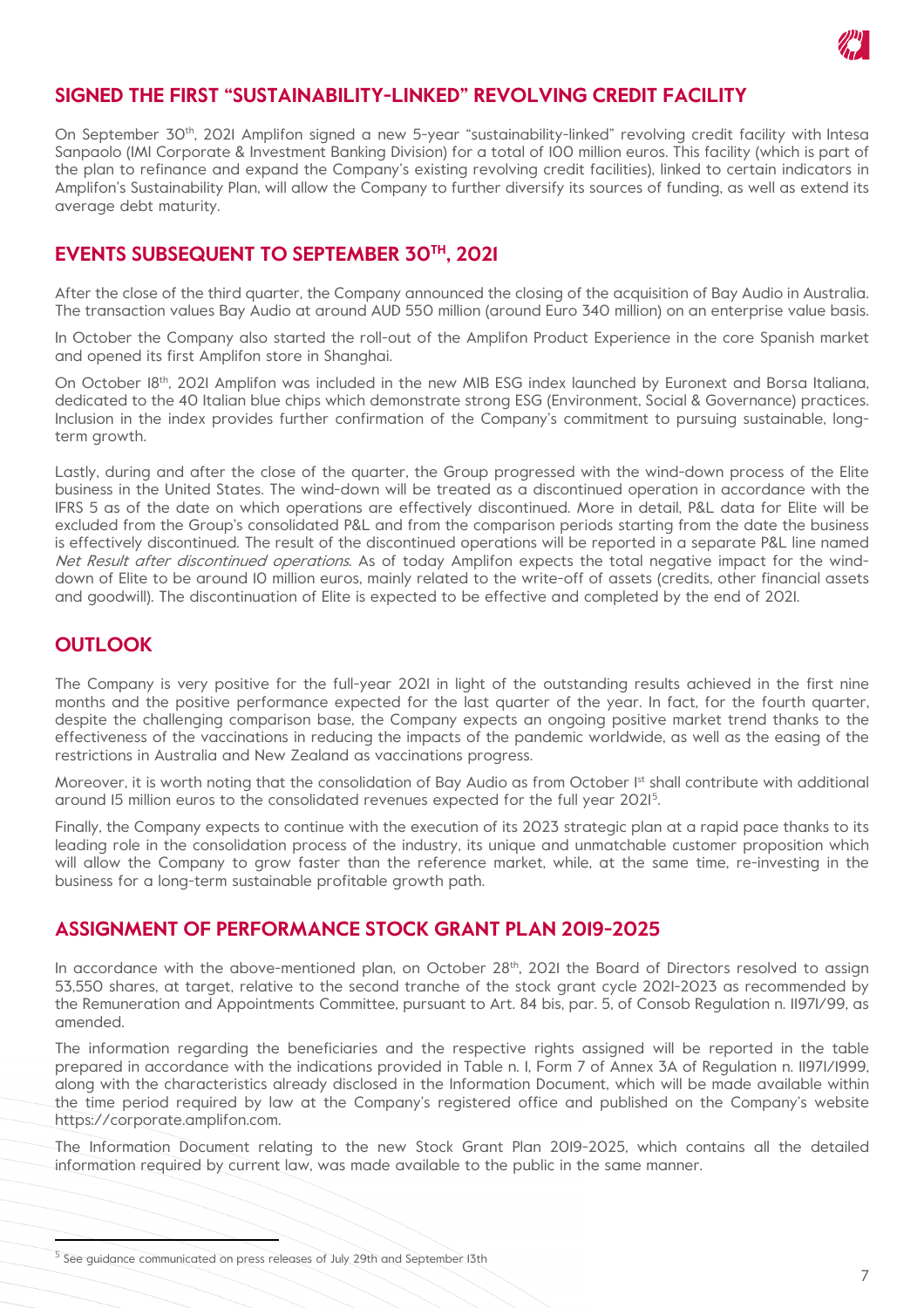## SIGNED THE FIRST "SUSTAINABILITY-LINKED" REVOLVING CREDIT FACILITY

On September 30th, 2021 Amplifon signed a new 5-year "sustainability-linked" revolving credit facility with Intesa Sanpaolo (IMI Corporate & Investment Banking Division) for a total of 100 million euros. This facility (which is part of the plan to refinance and expand the Company's existing revolving credit facilities), linked to certain indicators in Amplifon's Sustainability Plan, will allow the Company to further diversify its sources of funding, as well as extend its average debt maturity.

## EVENTS SUBSEQUENT TO SEPTEMBER 30TH, 2021

After the close of the third quarter, the Company announced the closing of the acquisition of Bay Audio in Australia. The transaction values Bay Audio at around AUD 550 million (around Euro 340 million) on an enterprise value basis.

In October the Company also started the roll-out of the Amplifon Product Experience in the core Spanish market and opened its first Amplifon store in Shanghai.

On October 18th, 2021 Amplifon was included in the new MIB ESG index launched by Euronext and Borsa Italiana, dedicated to the 40 Italian blue chips which demonstrate strong ESG (Environment, Social & Governance) practices. Inclusion in the index provides further confirmation of the Company's commitment to pursuing sustainable, long-term growth.

Lastly, during and after the close of the quarter, the Group progressed with the wind-down process of the Elite business in the United States. The wind-down will be treated as a discontinued operation in accordance with the IFRS 5 as of the date on which operations are effectively discontinued. More in detail, P&L data for Elite will be excluded from the Group's consolidated P&L and from the comparison periods starting from the date the business is effectively discontinued. The result of the discontinued operations will be reported in a separate P&L line named *Net Result after discontinued operations*. As of today Amplifon expects the total negative impact for the wind-down of Elite to be around 10 million euros, mainly related to the write-off of assets (credits, other financial assets and goodwill). The discontinuation of Elite is expected to be effective and completed by the end of 2021.

## OUTLOOK

The Company is very positive for the full-year 2021 in light of the outstanding results achieved in the first nine months and the positive performance expected for the last quarter of the year. In fact, for the fourth quarter, despite the challenging comparison base, the Company expects an ongoing positive market trend thanks to the effectiveness of the vaccinations in reducing the impacts of the pandemic worldwide, as well as the easing of the restrictions in Australia and New Zealand as vaccinations progress.

Moreover, it is worth noting that the consolidation of Bay Audio as from October 1st shall contribute with additional around 15 million euros to the consolidated revenues expected for the full year 2021[5].

Finally, the Company expects to continue with the execution of its 2023 strategic plan at a rapid pace thanks to its leading role in the consolidation process of the industry, its unique and unmatchable customer proposition which will allow the Company to grow faster than the reference market, while, at the same time, re-investing in the business for a long-term sustainable profitable growth path.

## ASSIGNMENT OF PERFORMANCE STOCK GRANT PLAN 2019-2025

In accordance with the above-mentioned plan, on October 28th, 2021 the Board of Directors resolved to assign 53,550 shares, at target, relative to the second tranche of the stock grant cycle 2021-2023 as recommended by the Remuneration and Appointments Committee, pursuant to Art. 84 bis, par. 5, of Consob Regulation n. 11971/99, as amended.

The information regarding the beneficiaries and the respective rights assigned will be reported in the table prepared in accordance with the indications provided in Table n. 1, Form 7 of Annex 3A of Regulation n. 11971/1999, along with the characteristics already disclosed in the Information Document, which will be made available within the time period required by law at the Company's registered office and published on the Company's website https://corporate.amplifon.com.

The Information Document relating to the new Stock Grant Plan 2019-2025, which contains all the detailed information required by current law, was made available to the public in the same manner.

[5] See guidance communicated on press releases of July 29th and September 13th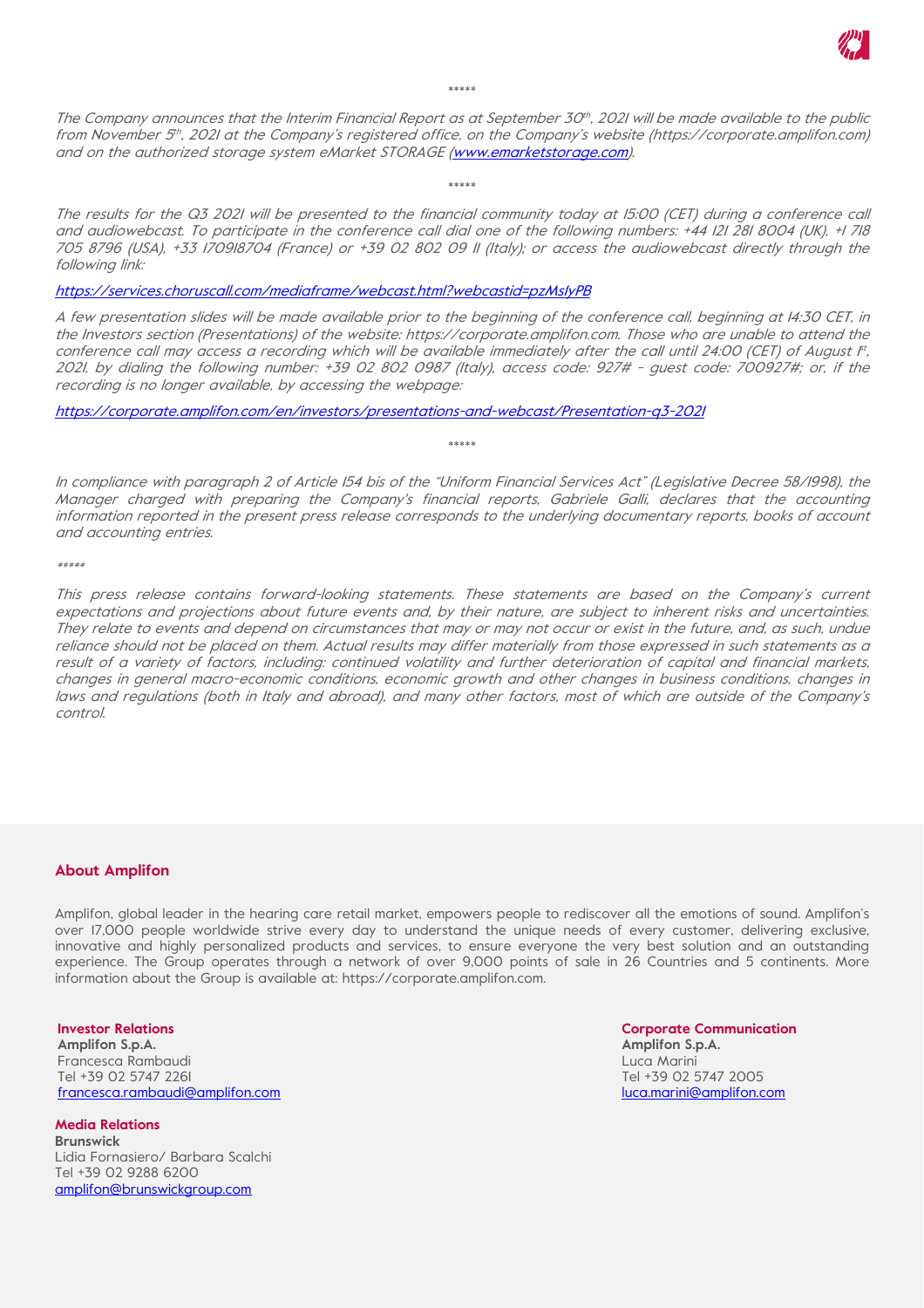\*\*\*\*\*

*The Company announces that the Interim Financial Report as at September 30th, 2021 will be made available to the public from November 5th, 2021 at the Company's registered office, on the Company's website (https://corporate.amplifon.com) and on the authorized storage system eMarket STORAGE (www.emarketstorage.com).*

\*\*\*\*\*

*The results for the Q3 2021 will be presented to the financial community today at 15:00 (CET) during a conference call and audiowebcast. To participate in the conference call dial one of the following numbers: +44 121 281 8004 (UK), +1 718 705 8796 (USA), +33 170918704 (France) or +39 02 802 09 11 (Italy); or access the audiowebcast directly through the following link:*

*https://services.choruscall.com/mediaframe/webcast.html?webcastid=pzMslyPB*

*A few presentation slides will be made available prior to the beginning of the conference call, beginning at 14:30 CET, in the Investors section (Presentations) of the website: https://corporate.amplifon.com. Those who are unable to attend the conference call may access a recording which will be available immediately after the call until 24:00 (CET) of August 1st, 2021, by dialing the following number: +39 02 802 0987 (Italy), access code: 927# - guest code: 700927#; or, if the recording is no longer available, by accessing the webpage:*

*https://corporate.amplifon.com/en/investors/presentations-and-webcast/Presentation-q3-2021*

\*\*\*\*\*

*In compliance with paragraph 2 of Article 154 bis of the "Uniform Financial Services Act" (Legislative Decree 58/1998), the Manager charged with preparing the Company's financial reports, Gabriele Galli, declares that the accounting information reported in the present press release corresponds to the underlying documentary reports, books of account and accounting entries.*

\*\*\*\*\*

*This press release contains forward-looking statements. These statements are based on the Company's current expectations and projections about future events and, by their nature, are subject to inherent risks and uncertainties. They relate to events and depend on circumstances that may or may not occur or exist in the future, and, as such, undue reliance should not be placed on them. Actual results may differ materially from those expressed in such statements as a result of a variety of factors, including: continued volatility and further deterioration of capital and financial markets, changes in general macro-economic conditions, economic growth and other changes in business conditions, changes in laws and regulations (both in Italy and abroad), and many other factors, most of which are outside of the Company's control.*

## About Amplifon

Amplifon, global leader in the hearing care retail market, empowers people to rediscover all the emotions of sound. Amplifon's over 17,000 people worldwide strive every day to understand the unique needs of every customer, delivering exclusive, innovative and highly personalized products and services, to ensure everyone the very best solution and an outstanding experience. The Group operates through a network of over 9,000 points of sale in 26 Countries and 5 continents. More information about the Group is available at: https://corporate.amplifon.com.

**Investor Relations**
**Amplifon S.p.A.**
Francesca Rambaudi
Tel +39 02 5747 2261
francesca.rambaudi@amplifon.com

**Corporate Communication**
**Amplifon S.p.A.**
Luca Marini
Tel +39 02 5747 2005
luca.marini@amplifon.com

**Media Relations**
**Brunswick**
Lidia Fornasiero/ Barbara Scalchi
Tel +39 02 9288 6200
amplifon@brunswickgroup.com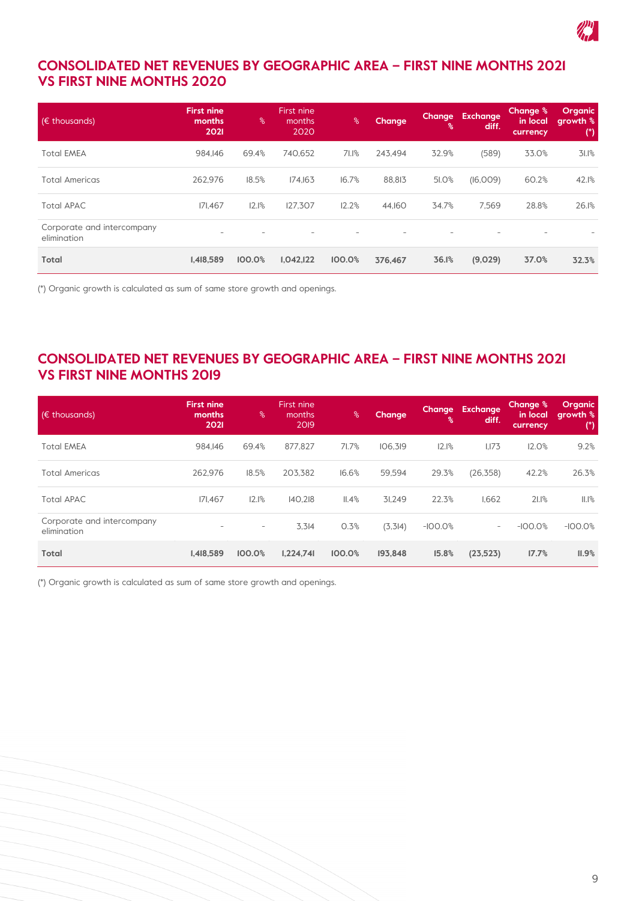## CONSOLIDATED NET REVENUES BY GEOGRAPHIC AREA – FIRST NINE MONTHS 2021 VS FIRST NINE MONTHS 2020

| (€ thousands) | First nine months 2021 | % | First nine months 2020 | % | Change | Change % | Exchange diff. | Change % in local currency | Organic growth % (*) |
|---|---|---|---|---|---|---|---|---|---|
| Total EMEA | 984,146 | 69.4% | 740,652 | 71.1% | 243,494 | 32.9% | (589) | 33.0% | 31.1% |
| Total Americas | 262,976 | 18.5% | 174,163 | 16.7% | 88,813 | 51.0% | (16,009) | 60.2% | 42.1% |
| Total APAC | 171,467 | 12.1% | 127,307 | 12.2% | 44,160 | 34.7% | 7,569 | 28.8% | 26.1% |
| Corporate and intercompany elimination | - | - | - | - | - | - | - | - | - |
| **Total** | **1,418,589** | **100.0%** | **1,042,122** | **100.0%** | **376,467** | **36.1%** | **(9,029)** | **37.0%** | **32.3%** |

(*) Organic growth is calculated as sum of same store growth and openings.

## CONSOLIDATED NET REVENUES BY GEOGRAPHIC AREA – FIRST NINE MONTHS 2021 VS FIRST NINE MONTHS 2019

| (€ thousands) | First nine months 2021 | % | First nine months 2019 | % | Change | Change % | Exchange diff. | Change % in local currency | Organic growth % (*) |
|---|---|---|---|---|---|---|---|---|---|
| Total EMEA | 984,146 | 69.4% | 877,827 | 71.7% | 106,319 | 12.1% | 1,173 | 12.0% | 9.2% |
| Total Americas | 262,976 | 18.5% | 203,382 | 16.6% | 59,594 | 29.3% | (26,358) | 42.2% | 26.3% |
| Total APAC | 171,467 | 12.1% | 140,218 | 11.4% | 31,249 | 22.3% | 1,662 | 21.1% | 11.1% |
| Corporate and intercompany elimination | - | - | 3,314 | 0.3% | (3,314) | -100.0% | - | -100.0% | -100.0% |
| **Total** | **1,418,589** | **100.0%** | **1,224,741** | **100.0%** | **193,848** | **15.8%** | **(23,523)** | **17.7%** | **11.9%** |

(*) Organic growth is calculated as sum of same store growth and openings.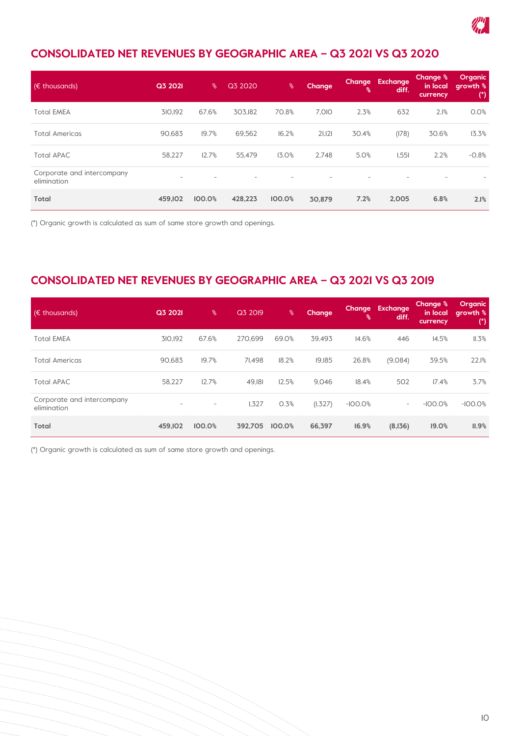## CONSOLIDATED NET REVENUES BY GEOGRAPHIC AREA – Q3 2021 VS Q3 2020

| (€ thousands) | Q3 2021 | % | Q3 2020 | % | Change | Change % | Exchange diff. | Change % in local currency | Organic growth % (*) |
|---|---|---|---|---|---|---|---|---|---|
| Total EMEA | 310,192 | 67.6% | 303,182 | 70.8% | 7,010 | 2.3% | 632 | 2.1% | 0.0% |
| Total Americas | 90,683 | 19.7% | 69,562 | 16.2% | 21,121 | 30.4% | (178) | 30.6% | 13.3% |
| Total APAC | 58,227 | 12.7% | 55,479 | 13.0% | 2,748 | 5.0% | 1,551 | 2.2% | -0.8% |
| Corporate and intercompany elimination | - | - | - | - | - | - | - | - | - |
| **Total** | **459,102** | **100.0%** | **428,223** | **100.0%** | **30,879** | **7.2%** | **2,005** | **6.8%** | **2.1%** |

(*) Organic growth is calculated as sum of same store growth and openings.

## CONSOLIDATED NET REVENUES BY GEOGRAPHIC AREA – Q3 2021 VS Q3 2019

| (€ thousands) | Q3 2021 | % | Q3 2019 | % | Change | Change % | Exchange diff. | Change % in local currency | Organic growth % (*) |
|---|---|---|---|---|---|---|---|---|---|
| Total EMEA | 310,192 | 67.6% | 270,699 | 69.0% | 39,493 | 14.6% | 446 | 14.5% | 11.3% |
| Total Americas | 90,683 | 19.7% | 71,498 | 18.2% | 19,185 | 26.8% | (9,084) | 39.5% | 22.1% |
| Total APAC | 58,227 | 12.7% | 49,181 | 12.5% | 9,046 | 18.4% | 502 | 17.4% | 3.7% |
| Corporate and intercompany elimination | - | - | 1,327 | 0.3% | (1,327) | -100.0% | - | -100.0% | -100.0% |
| **Total** | **459,102** | **100.0%** | **392,705** | **100.0%** | **66,397** | **16.9%** | **(8,136)** | **19.0%** | **11.9%** |

(*) Organic growth is calculated as sum of same store growth and openings.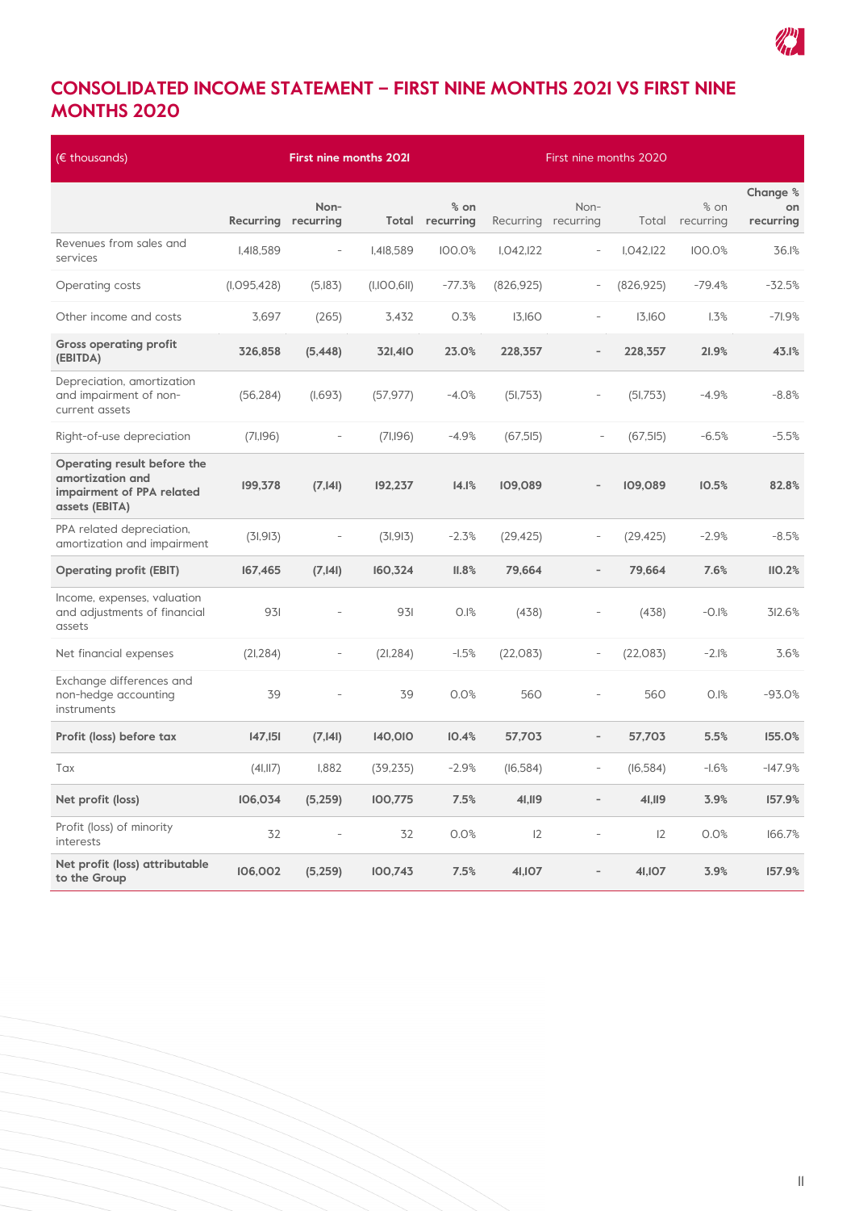## CONSOLIDATED INCOME STATEMENT – FIRST NINE MONTHS 2021 VS FIRST NINE MONTHS 2020

| (€ thousands) | First nine months 2021 | | | | First nine months 2020 | | | | |
|---|---|---|---|---|---|---|---|---|---|
| | Recurring | Non-recurring | Total | % on recurring | Recurring | Non-recurring | Total | % on recurring | Change % on recurring |
| Revenues from sales and services | 1,418,589 | - | 1,418,589 | 100.0% | 1,042,122 | - | 1,042,122 | 100.0% | 36.1% |
| Operating costs | (1,095,428) | (5,183) | (1,100,611) | -77.3% | (826,925) | - | (826,925) | -79.4% | -32.5% |
| Other income and costs | 3,697 | (265) | 3,432 | 0.3% | 13,160 | - | 13,160 | 1.3% | -71.9% |
| **Gross operating profit (EBITDA)** | **326,858** | **(5,448)** | **321,410** | **23.0%** | **228,357** | **-** | **228,357** | **21.9%** | **43.1%** |
| Depreciation, amortization and impairment of non-current assets | (56,284) | (1,693) | (57,977) | -4.0% | (51,753) | - | (51,753) | -4.9% | -8.8% |
| Right-of-use depreciation | (71,196) | - | (71,196) | -4.9% | (67,515) | - | (67,515) | -6.5% | -5.5% |
| **Operating result before the amortization and impairment of PPA related assets (EBITA)** | **199,378** | **(7,141)** | **192,237** | **14.1%** | **109,089** | **-** | **109,089** | **10.5%** | **82.8%** |
| PPA related depreciation, amortization and impairment | (31,913) | - | (31,913) | -2.3% | (29,425) | - | (29,425) | -2.9% | -8.5% |
| **Operating profit (EBIT)** | **167,465** | **(7,141)** | **160,324** | **11.8%** | **79,664** | **-** | **79,664** | **7.6%** | **110.2%** |
| Income, expenses, valuation and adjustments of financial assets | 931 | - | 931 | 0.1% | (438) | - | (438) | -0.1% | 312.6% |
| Net financial expenses | (21,284) | - | (21,284) | -1.5% | (22,083) | - | (22,083) | -2.1% | 3.6% |
| Exchange differences and non-hedge accounting instruments | 39 | - | 39 | 0.0% | 560 | - | 560 | 0.1% | -93.0% |
| **Profit (loss) before tax** | **147,151** | **(7,141)** | **140,010** | **10.4%** | **57,703** | **-** | **57,703** | **5.5%** | **155.0%** |
| Tax | (41,117) | 1,882 | (39,235) | -2.9% | (16,584) | - | (16,584) | -1.6% | -147.9% |
| **Net profit (loss)** | **106,034** | **(5,259)** | **100,775** | **7.5%** | **41,119** | **-** | **41,119** | **3.9%** | **157.9%** |
| Profit (loss) of minority interests | 32 | - | 32 | 0.0% | 12 | - | 12 | 0.0% | 166.7% |
| **Net profit (loss) attributable to the Group** | **106,002** | **(5,259)** | **100,743** | **7.5%** | **41,107** | **-** | **41,107** | **3.9%** | **157.9%** |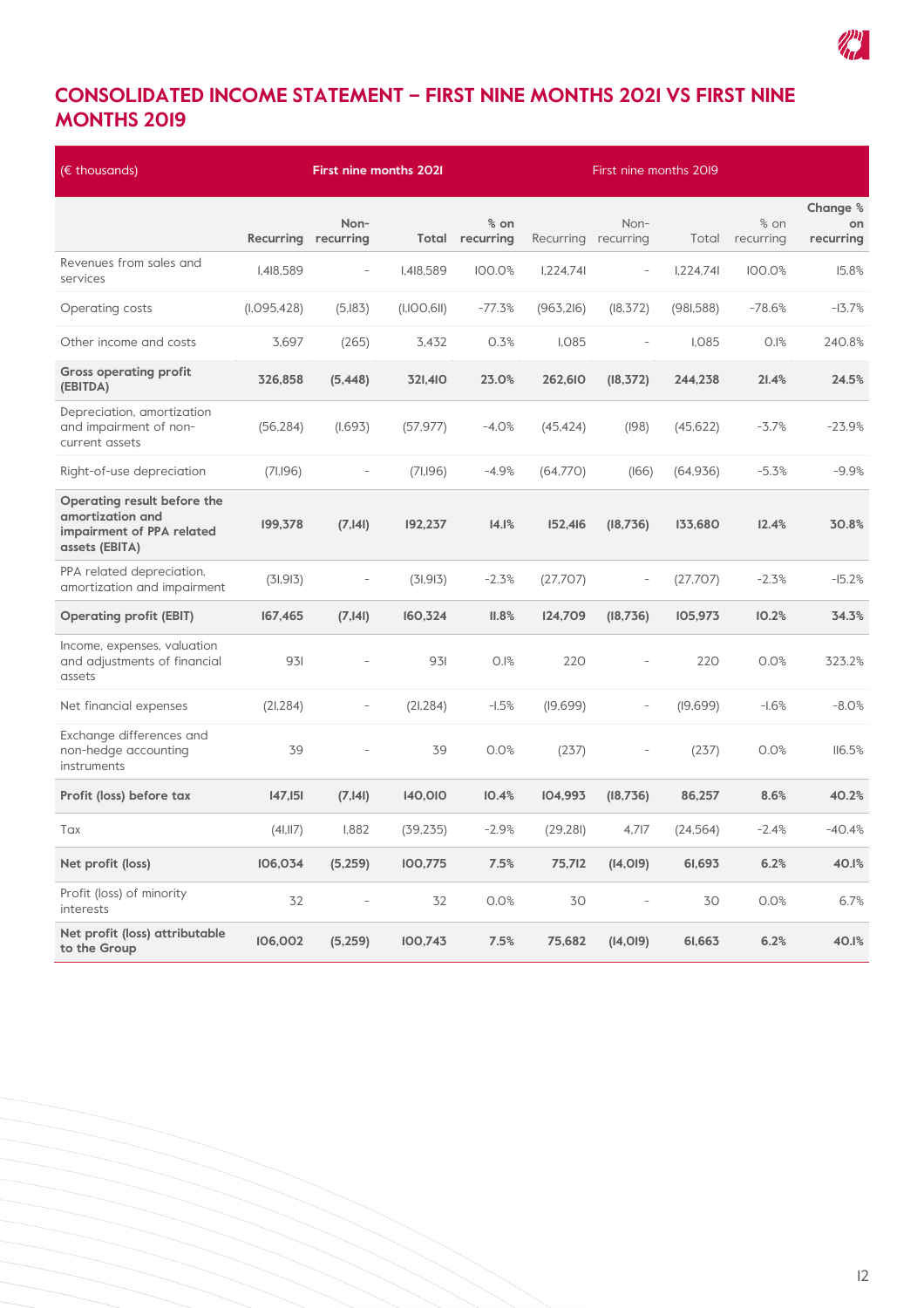## CONSOLIDATED INCOME STATEMENT – FIRST NINE MONTHS 2021 VS FIRST NINE MONTHS 2019

| (€ thousands) | First nine months 2021 | | | | First nine months 2019 | | | | |
|---|---|---|---|---|---|---|---|---|---|
| | Recurring | Non-recurring | Total | % on recurring | Recurring | Non-recurring | Total | % on recurring | Change % on recurring |
| Revenues from sales and services | 1,418,589 | - | 1,418,589 | 100.0% | 1,224,741 | - | 1,224,741 | 100.0% | 15.8% |
| Operating costs | (1,095,428) | (5,183) | (1,100,611) | -77.3% | (963,216) | (18,372) | (981,588) | -78.6% | -13.7% |
| Other income and costs | 3,697 | (265) | 3,432 | 0.3% | 1,085 | - | 1,085 | 0.1% | 240.8% |
| **Gross operating profit (EBITDA)** | **326,858** | **(5,448)** | **321,410** | **23.0%** | **262,610** | **(18,372)** | **244,238** | **21.4%** | **24.5%** |
| Depreciation, amortization and impairment of non-current assets | (56,284) | (1,693) | (57,977) | -4.0% | (45,424) | (198) | (45,622) | -3.7% | -23.9% |
| Right-of-use depreciation | (71,196) | - | (71,196) | -4.9% | (64,770) | (166) | (64,936) | -5.3% | -9.9% |
| **Operating result before the amortization and impairment of PPA related assets (EBITA)** | **199,378** | **(7,141)** | **192,237** | **14.1%** | **152,416** | **(18,736)** | **133,680** | **12.4%** | **30.8%** |
| PPA related depreciation, amortization and impairment | (31,913) | - | (31,913) | -2.3% | (27,707) | - | (27,707) | -2.3% | -15.2% |
| **Operating profit (EBIT)** | **167,465** | **(7,141)** | **160,324** | **11.8%** | **124,709** | **(18,736)** | **105,973** | **10.2%** | **34.3%** |
| Income, expenses, valuation and adjustments of financial assets | 931 | - | 931 | 0.1% | 220 | - | 220 | 0.0% | 323.2% |
| Net financial expenses | (21,284) | - | (21,284) | -1.5% | (19,699) | - | (19,699) | -1.6% | -8.0% |
| Exchange differences and non-hedge accounting instruments | 39 | - | 39 | 0.0% | (237) | - | (237) | 0.0% | 116.5% |
| **Profit (loss) before tax** | **147,151** | **(7,141)** | **140,010** | **10.4%** | **104,993** | **(18,736)** | **86,257** | **8.6%** | **40.2%** |
| Tax | (41,117) | 1,882 | (39,235) | -2.9% | (29,281) | 4,717 | (24,564) | -2.4% | -40.4% |
| **Net profit (loss)** | **106,034** | **(5,259)** | **100,775** | **7.5%** | **75,712** | **(14,019)** | **61,693** | **6.2%** | **40.1%** |
| Profit (loss) of minority interests | 32 | - | 32 | 0.0% | 30 | - | 30 | 0.0% | 6.7% |
| **Net profit (loss) attributable to the Group** | **106,002** | **(5,259)** | **100,743** | **7.5%** | **75,682** | **(14,019)** | **61,663** | **6.2%** | **40.1%** |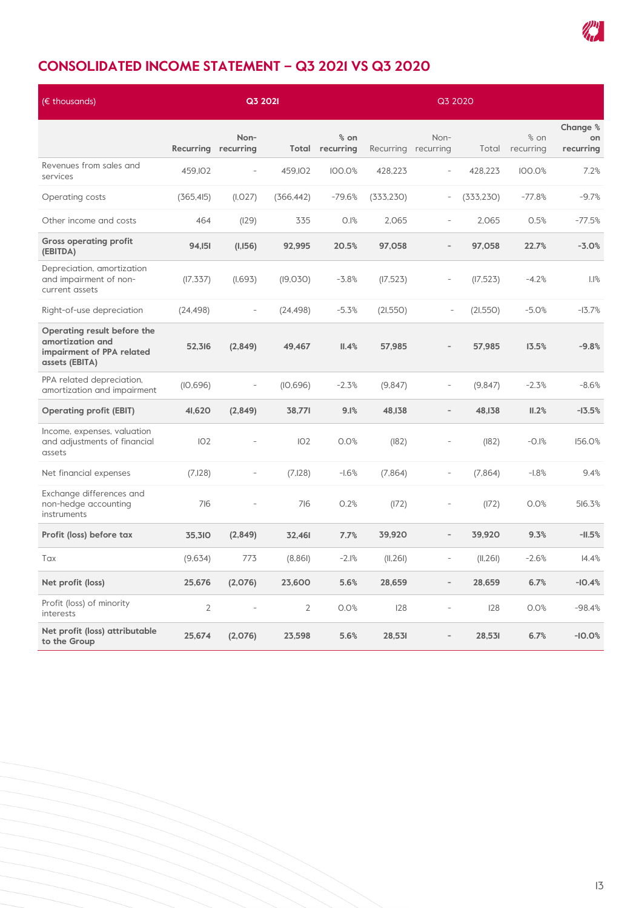## CONSOLIDATED INCOME STATEMENT – Q3 2021 VS Q3 2020

| (€ thousands) | Q3 2021 | | | | Q3 2020 | | | | |
|---|---|---|---|---|---|---|---|---|---|
| | Recurring | Non-recurring | Total | % on recurring | Recurring | Non-recurring | Total | % on recurring | Change % on recurring |
| Revenues from sales and services | 459,102 | - | 459,102 | 100.0% | 428,223 | - | 428,223 | 100.0% | 7.2% |
| Operating costs | (365,415) | (1,027) | (366,442) | -79.6% | (333,230) | - | (333,230) | -77.8% | -9.7% |
| Other income and costs | 464 | (129) | 335 | 0.1% | 2,065 | - | 2,065 | 0.5% | -77.5% |
| **Gross operating profit (EBITDA)** | **94,151** | **(1,156)** | **92,995** | **20.5%** | **97,058** | **-** | **97,058** | **22.7%** | **-3.0%** |
| Depreciation, amortization and impairment of non-current assets | (17,337) | (1,693) | (19,030) | -3.8% | (17,523) | - | (17,523) | -4.2% | 1.1% |
| Right-of-use depreciation | (24,498) | - | (24,498) | -5.3% | (21,550) | - | (21,550) | -5.0% | -13.7% |
| **Operating result before the amortization and impairment of PPA related assets (EBITA)** | **52,316** | **(2,849)** | **49,467** | **11.4%** | **57,985** | **-** | **57,985** | **13.5%** | **-9.8%** |
| PPA related depreciation, amortization and impairment | (10,696) | - | (10,696) | -2.3% | (9,847) | - | (9,847) | -2.3% | -8.6% |
| **Operating profit (EBIT)** | **41,620** | **(2,849)** | **38,771** | **9.1%** | **48,138** | **-** | **48,138** | **11.2%** | **-13.5%** |
| Income, expenses, valuation and adjustments of financial assets | 102 | - | 102 | 0.0% | (182) | - | (182) | -0.1% | 156.0% |
| Net financial expenses | (7,128) | - | (7,128) | -1.6% | (7,864) | - | (7,864) | -1.8% | 9.4% |
| Exchange differences and non-hedge accounting instruments | 716 | - | 716 | 0.2% | (172) | - | (172) | 0.0% | 516.3% |
| **Profit (loss) before tax** | **35,310** | **(2,849)** | **32,461** | **7.7%** | **39,920** | **-** | **39,920** | **9.3%** | **-11.5%** |
| Tax | (9,634) | 773 | (8,861) | -2.1% | (11,261) | - | (11,261) | -2.6% | 14.4% |
| **Net profit (loss)** | **25,676** | **(2,076)** | **23,600** | **5.6%** | **28,659** | **-** | **28,659** | **6.7%** | **-10.4%** |
| Profit (loss) of minority interests | 2 | - | 2 | 0.0% | 128 | - | 128 | 0.0% | -98.4% |
| **Net profit (loss) attributable to the Group** | **25,674** | **(2,076)** | **23,598** | **5.6%** | **28,531** | **-** | **28,531** | **6.7%** | **-10.0%** |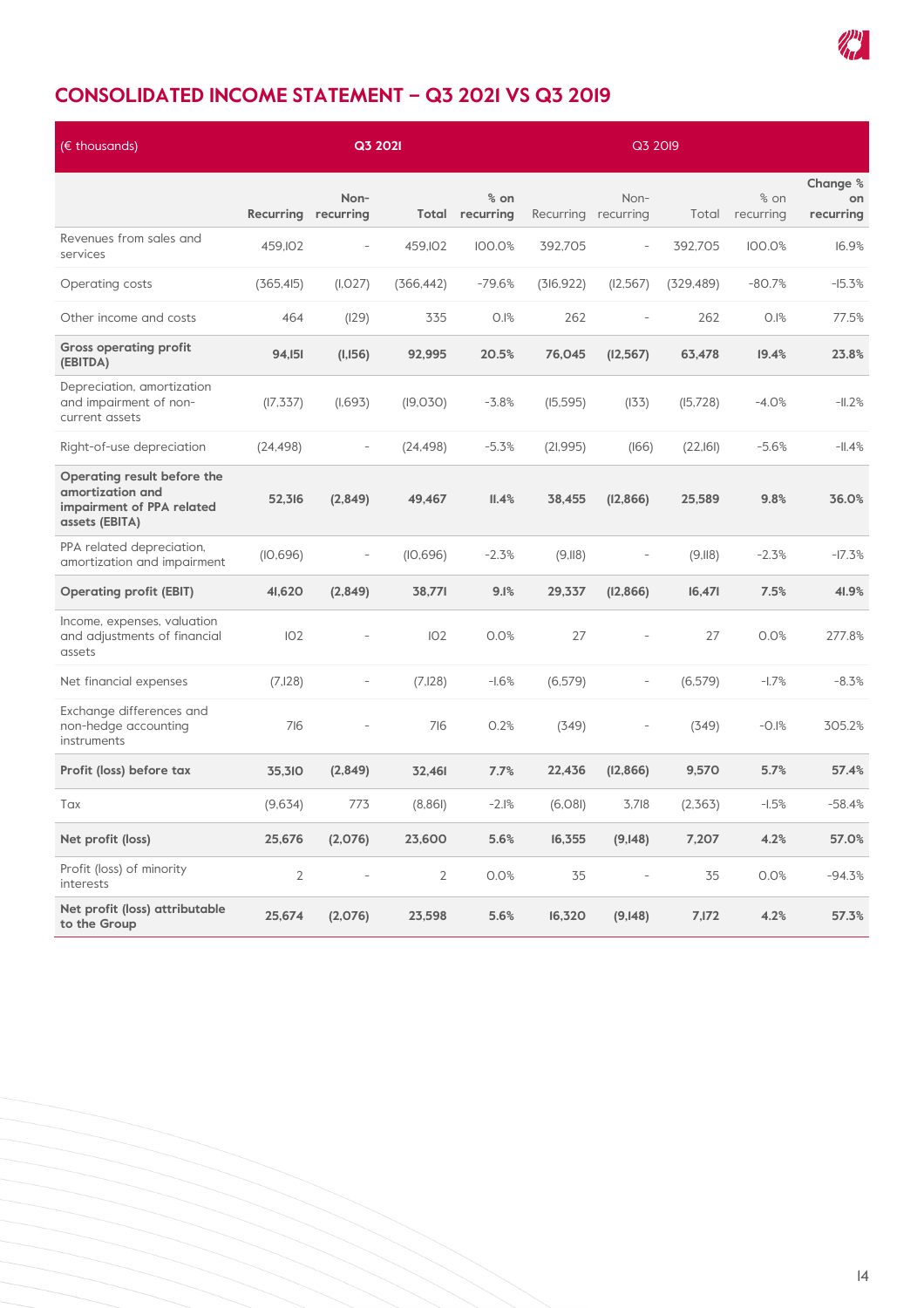## CONSOLIDATED INCOME STATEMENT – Q3 2021 VS Q3 2019

| (€ thousands) | Q3 2021 | | | | Q3 2019 | | | | |
|---|---|---|---|---|---|---|---|---|---|
| | Recurring | Non-recurring | Total | % on recurring | Recurring | Non-recurring | Total | % on recurring | Change % on recurring |
| Revenues from sales and services | 459,102 | - | 459,102 | 100.0% | 392,705 | - | 392,705 | 100.0% | 16.9% |
| Operating costs | (365,415) | (1,027) | (366,442) | -79.6% | (316,922) | (12,567) | (329,489) | -80.7% | -15.3% |
| Other income and costs | 464 | (129) | 335 | 0.1% | 262 | - | 262 | 0.1% | 77.5% |
| **Gross operating profit (EBITDA)** | **94,151** | **(1,156)** | **92,995** | **20.5%** | **76,045** | **(12,567)** | **63,478** | **19.4%** | **23.8%** |
| Depreciation, amortization and impairment of non-current assets | (17,337) | (1,693) | (19,030) | -3.8% | (15,595) | (133) | (15,728) | -4.0% | -11.2% |
| Right-of-use depreciation | (24,498) | - | (24,498) | -5.3% | (21,995) | (166) | (22,161) | -5.6% | -11.4% |
| **Operating result before the amortization and impairment of PPA related assets (EBITA)** | **52,316** | **(2,849)** | **49,467** | **11.4%** | **38,455** | **(12,866)** | **25,589** | **9.8%** | **36.0%** |
| PPA related depreciation, amortization and impairment | (10,696) | - | (10,696) | -2.3% | (9,118) | - | (9,118) | -2.3% | -17.3% |
| **Operating profit (EBIT)** | **41,620** | **(2,849)** | **38,771** | **9.1%** | **29,337** | **(12,866)** | **16,471** | **7.5%** | **41.9%** |
| Income, expenses, valuation and adjustments of financial assets | 102 | - | 102 | 0.0% | 27 | - | 27 | 0.0% | 277.8% |
| Net financial expenses | (7,128) | - | (7,128) | -1.6% | (6,579) | - | (6,579) | -1.7% | -8.3% |
| Exchange differences and non-hedge accounting instruments | 716 | - | 716 | 0.2% | (349) | - | (349) | -0.1% | 305.2% |
| **Profit (loss) before tax** | **35,310** | **(2,849)** | **32,461** | **7.7%** | **22,436** | **(12,866)** | **9,570** | **5.7%** | **57.4%** |
| Tax | (9,634) | 773 | (8,861) | -2.1% | (6,081) | 3,718 | (2,363) | -1.5% | -58.4% |
| **Net profit (loss)** | **25,676** | **(2,076)** | **23,600** | **5.6%** | **16,355** | **(9,148)** | **7,207** | **4.2%** | **57.0%** |
| Profit (loss) of minority interests | 2 | - | 2 | 0.0% | 35 | - | 35 | 0.0% | -94.3% |
| **Net profit (loss) attributable to the Group** | **25,674** | **(2,076)** | **23,598** | **5.6%** | **16,320** | **(9,148)** | **7,172** | **4.2%** | **57.3%** |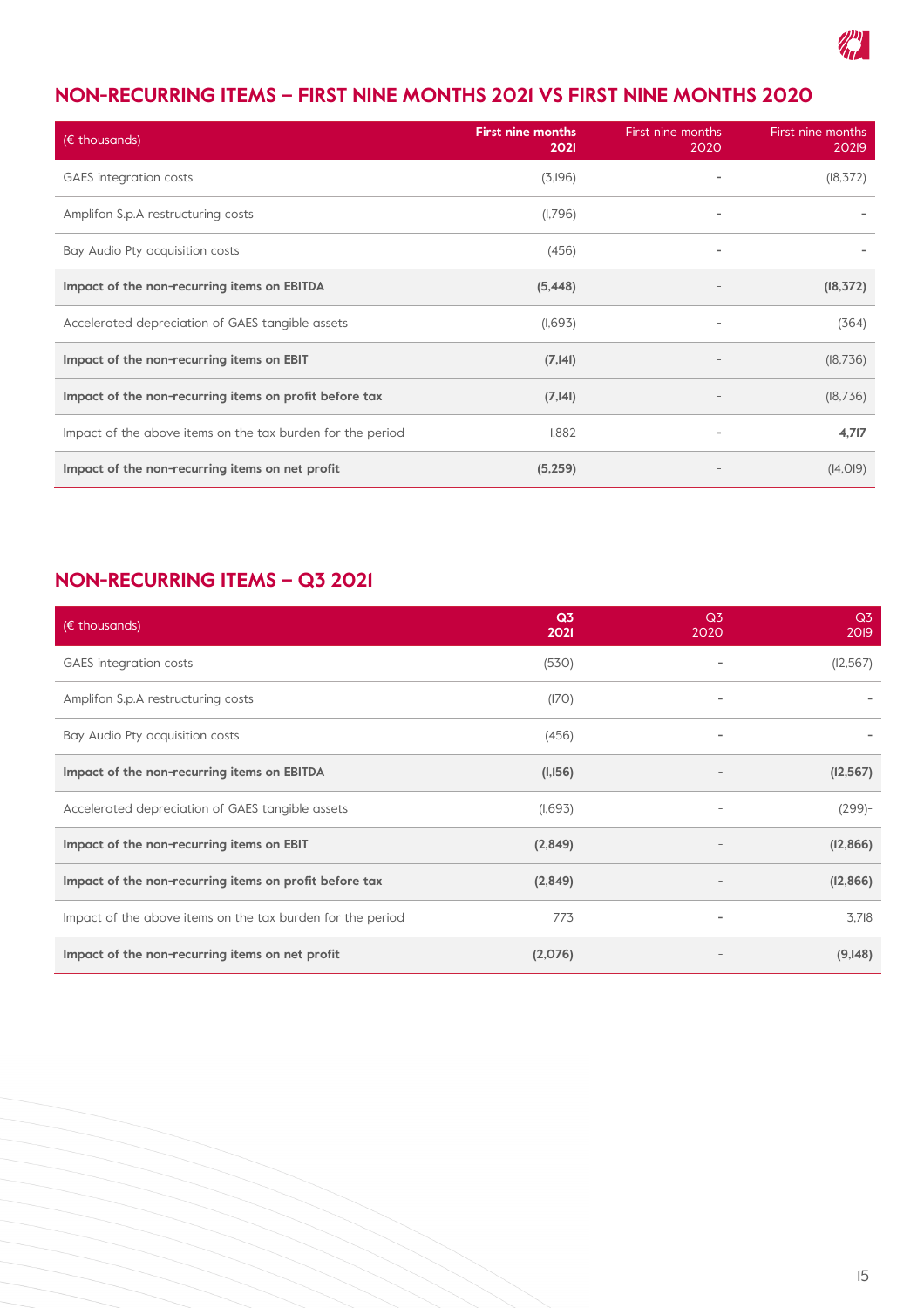## NON-RECURRING ITEMS – FIRST NINE MONTHS 2021 VS FIRST NINE MONTHS 2020

| (€ thousands) | First nine months 2021 | First nine months 2020 | First nine months 20219 |
|---|---|---|---|
| GAES integration costs | (3,196) | - | (18,372) |
| Amplifon S.p.A restructuring costs | (1,796) | - | - |
| Bay Audio Pty acquisition costs | (456) | - | - |
| **Impact of the non-recurring items on EBITDA** | **(5,448)** | - | **(18,372)** |
| Accelerated depreciation of GAES tangible assets | (1,693) | - | (364) |
| **Impact of the non-recurring items on EBIT** | **(7,141)** | - | (18,736) |
| **Impact of the non-recurring items on profit before tax** | **(7,141)** | - | (18,736) |
| Impact of the above items on the tax burden for the period | 1,882 | - | **4,717** |
| **Impact of the non-recurring items on net profit** | **(5,259)** | - | (14,019) |

## NON-RECURRING ITEMS – Q3 2021

| (€ thousands) | Q3 2021 | Q3 2020 | Q3 2019 |
|---|---|---|---|
| GAES integration costs | (530) | - | (12,567) |
| Amplifon S.p.A restructuring costs | (170) | - | - |
| Bay Audio Pty acquisition costs | (456) | - | - |
| **Impact of the non-recurring items on EBITDA** | **(1,156)** | - | **(12,567)** |
| Accelerated depreciation of GAES tangible assets | (1,693) | - | (299)- |
| **Impact of the non-recurring items on EBIT** | **(2,849)** | - | **(12,866)** |
| **Impact of the non-recurring items on profit before tax** | **(2,849)** | - | **(12,866)** |
| Impact of the above items on the tax burden for the period | 773 | - | 3,718 |
| **Impact of the non-recurring items on net profit** | **(2,076)** | - | **(9,148)** |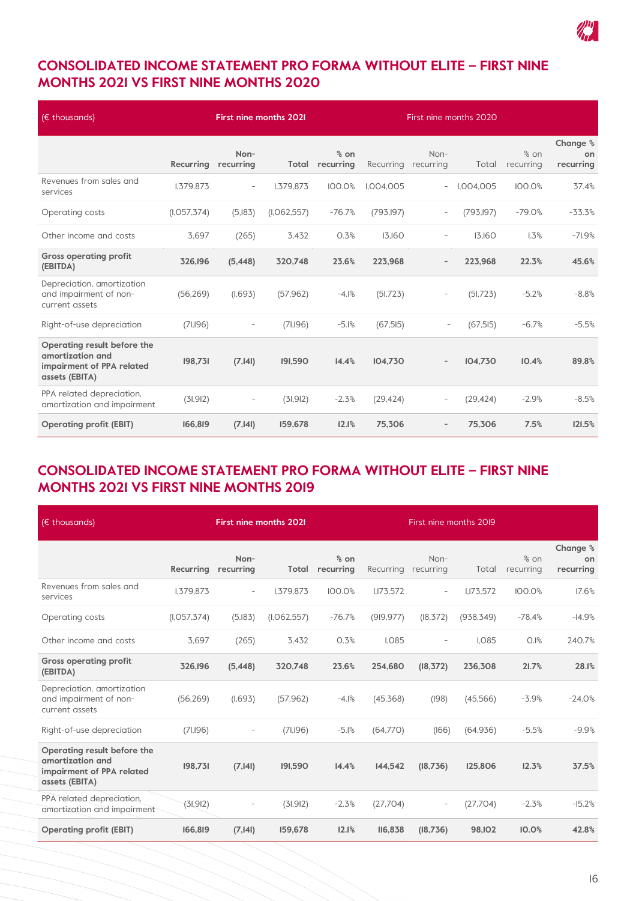## CONSOLIDATED INCOME STATEMENT PRO FORMA WITHOUT ELITE – FIRST NINE MONTHS 2021 VS FIRST NINE MONTHS 2020

| (€ thousands) | First nine months 2021 | | | | First nine months 2020 | | | | |
|---|---|---|---|---|---|---|---|---|---|
| | Recurring | Non-recurring | Total | % on recurring | Recurring | Non-recurring | Total | % on recurring | Change % on recurring |
| Revenues from sales and services | 1,379,873 | - | 1,379,873 | 100.0% | 1,004,005 | - | 1,004,005 | 100.0% | 37.4% |
| Operating costs | (1,057,374) | (5,183) | (1,062,557) | -76.7% | (793,197) | - | (793,197) | -79.0% | -33.3% |
| Other income and costs | 3,697 | (265) | 3,432 | 0.3% | 13,160 | - | 13,160 | 1.3% | -71.9% |
| **Gross operating profit (EBITDA)** | **326,196** | **(5,448)** | **320,748** | **23.6%** | **223,968** | **-** | **223,968** | **22.3%** | **45.6%** |
| Depreciation, amortization and impairment of non-current assets | (56,269) | (1,693) | (57,962) | -4.1% | (51,723) | - | (51,723) | -5.2% | -8.8% |
| Right-of-use depreciation | (71,196) | - | (71,196) | -5.1% | (67,515) | - | (67,515) | -6.7% | -5.5% |
| **Operating result before the amortization and impairment of PPA related assets (EBITA)** | **198,731** | **(7,141)** | **191,590** | **14.4%** | **104,730** | **-** | **104,730** | **10.4%** | **89.8%** |
| PPA related depreciation, amortization and impairment | (31,912) | - | (31,912) | -2.3% | (29,424) | - | (29,424) | -2.9% | -8.5% |
| **Operating profit (EBIT)** | **166,819** | **(7,141)** | **159,678** | **12.1%** | **75,306** | **-** | **75,306** | **7.5%** | **121.5%** |

## CONSOLIDATED INCOME STATEMENT PRO FORMA WITHOUT ELITE – FIRST NINE MONTHS 2021 VS FIRST NINE MONTHS 2019

| (€ thousands) | First nine months 2021 | | | | First nine months 2019 | | | | |
|---|---|---|---|---|---|---|---|---|---|
| | Recurring | Non-recurring | Total | % on recurring | Recurring | Non-recurring | Total | % on recurring | Change % on recurring |
| Revenues from sales and services | 1,379,873 | - | 1,379,873 | 100.0% | 1,173,572 | - | 1,173,572 | 100.0% | 17.6% |
| Operating costs | (1,057,374) | (5,183) | (1,062,557) | -76.7% | (919,977) | (18,372) | (938,349) | -78.4% | -14.9% |
| Other income and costs | 3,697 | (265) | 3,432 | 0.3% | 1,085 | - | 1,085 | 0.1% | 240.7% |
| **Gross operating profit (EBITDA)** | **326,196** | **(5,448)** | **320,748** | **23.6%** | **254,680** | **(18,372)** | **236,308** | **21.7%** | **28.1%** |
| Depreciation, amortization and impairment of non-current assets | (56,269) | (1,693) | (57,962) | -4.1% | (45,368) | (198) | (45,566) | -3.9% | -24.0% |
| Right-of-use depreciation | (71,196) | - | (71,196) | -5.1% | (64,770) | (166) | (64,936) | -5.5% | -9.9% |
| **Operating result before the amortization and impairment of PPA related assets (EBITA)** | **198,731** | **(7,141)** | **191,590** | **14.4%** | **144,542** | **(18,736)** | **125,806** | **12.3%** | **37.5%** |
| PPA related depreciation, amortization and impairment | (31,912) | - | (31,912) | -2.3% | (27,704) | - | (27,704) | -2.3% | -15.2% |
| **Operating profit (EBIT)** | **166,819** | **(7,141)** | **159,678** | **12.1%** | **116,838** | **(18,736)** | **98,102** | **10.0%** | **42.8%** |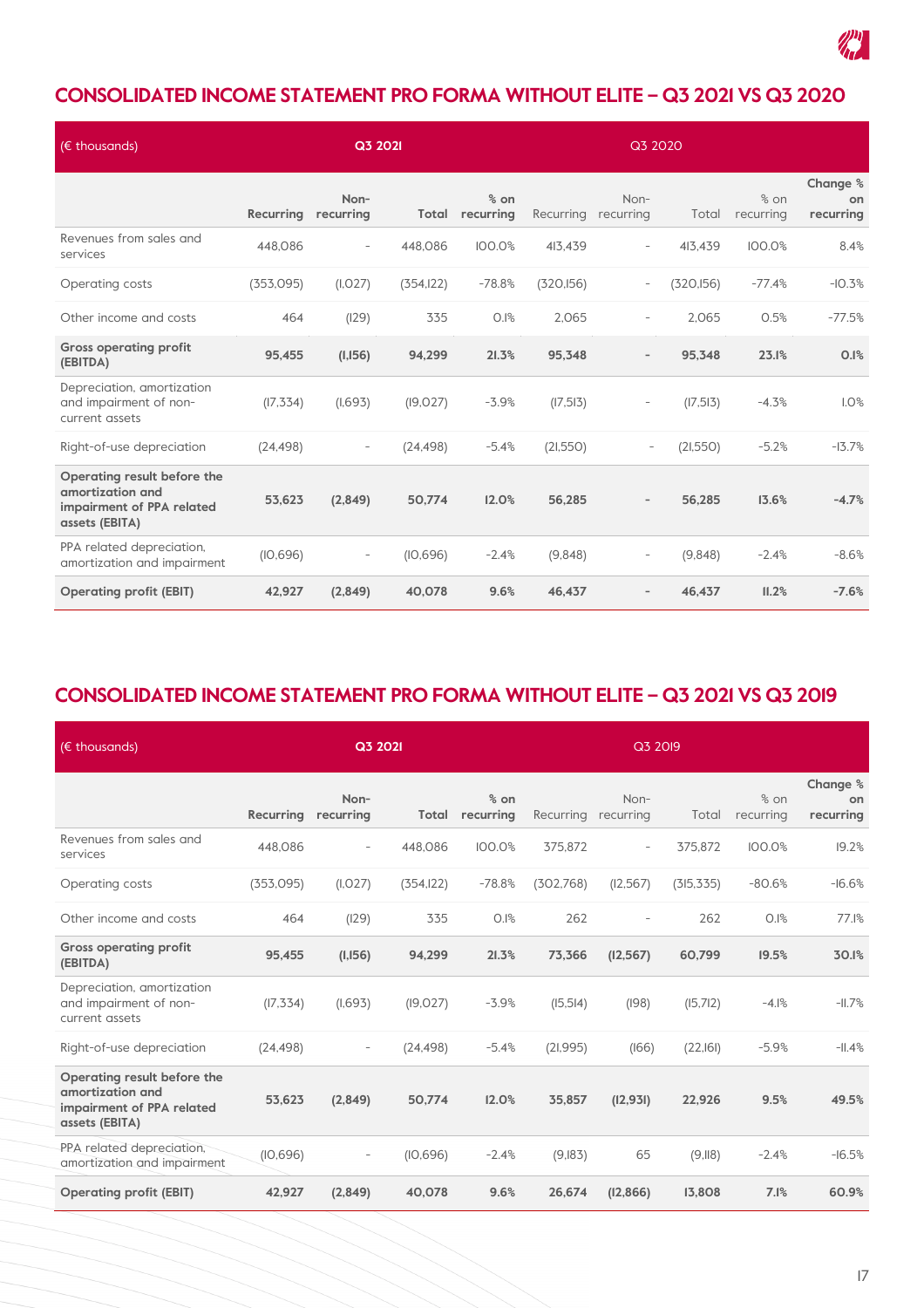## CONSOLIDATED INCOME STATEMENT PRO FORMA WITHOUT ELITE – Q3 2021 VS Q3 2020

| (€ thousands) | Q3 2021 | | | | Q3 2020 | | | | |
|---|---|---|---|---|---|---|---|---|---|
| | Recurring | Non-recurring | Total | % on recurring | Recurring | Non-recurring | Total | % on recurring | Change % on recurring |
| Revenues from sales and services | 448,086 | - | 448,086 | 100.0% | 413,439 | - | 413,439 | 100.0% | 8.4% |
| Operating costs | (353,095) | (1,027) | (354,122) | -78.8% | (320,156) | - | (320,156) | -77.4% | -10.3% |
| Other income and costs | 464 | (129) | 335 | 0.1% | 2,065 | - | 2,065 | 0.5% | -77.5% |
| **Gross operating profit (EBITDA)** | **95,455** | **(1,156)** | **94,299** | **21.3%** | **95,348** | **-** | **95,348** | **23.1%** | **0.1%** |
| Depreciation, amortization and impairment of non-current assets | (17,334) | (1,693) | (19,027) | -3.9% | (17,513) | - | (17,513) | -4.3% | 1.0% |
| Right-of-use depreciation | (24,498) | - | (24,498) | -5.4% | (21,550) | - | (21,550) | -5.2% | -13.7% |
| **Operating result before the amortization and impairment of PPA related assets (EBITA)** | **53,623** | **(2,849)** | **50,774** | **12.0%** | **56,285** | **-** | **56,285** | **13.6%** | **-4.7%** |
| PPA related depreciation, amortization and impairment | (10,696) | - | (10,696) | -2.4% | (9,848) | - | (9,848) | -2.4% | -8.6% |
| **Operating profit (EBIT)** | **42,927** | **(2,849)** | **40,078** | **9.6%** | **46,437** | **-** | **46,437** | **11.2%** | **-7.6%** |

## CONSOLIDATED INCOME STATEMENT PRO FORMA WITHOUT ELITE – Q3 2021 VS Q3 2019

| (€ thousands) | Q3 2021 | | | | Q3 2019 | | | | |
|---|---|---|---|---|---|---|---|---|---|
| | Recurring | Non-recurring | Total | % on recurring | Recurring | Non-recurring | Total | % on recurring | Change % on recurring |
| Revenues from sales and services | 448,086 | - | 448,086 | 100.0% | 375,872 | - | 375,872 | 100.0% | 19.2% |
| Operating costs | (353,095) | (1,027) | (354,122) | -78.8% | (302,768) | (12,567) | (315,335) | -80.6% | -16.6% |
| Other income and costs | 464 | (129) | 335 | 0.1% | 262 | - | 262 | 0.1% | 77.1% |
| **Gross operating profit (EBITDA)** | **95,455** | **(1,156)** | **94,299** | **21.3%** | **73,366** | **(12,567)** | **60,799** | **19.5%** | **30.1%** |
| Depreciation, amortization and impairment of non-current assets | (17,334) | (1,693) | (19,027) | -3.9% | (15,514) | (198) | (15,712) | -4.1% | -11.7% |
| Right-of-use depreciation | (24,498) | - | (24,498) | -5.4% | (21,995) | (166) | (22,161) | -5.9% | -11.4% |
| **Operating result before the amortization and impairment of PPA related assets (EBITA)** | **53,623** | **(2,849)** | **50,774** | **12.0%** | **35,857** | **(12,931)** | **22,926** | **9.5%** | **49.5%** |
| PPA related depreciation, amortization and impairment | (10,696) | - | (10,696) | -2.4% | (9,183) | 65 | (9,118) | -2.4% | -16.5% |
| **Operating profit (EBIT)** | **42,927** | **(2,849)** | **40,078** | **9.6%** | **26,674** | **(12,866)** | **13,808** | **7.1%** | **60.9%** |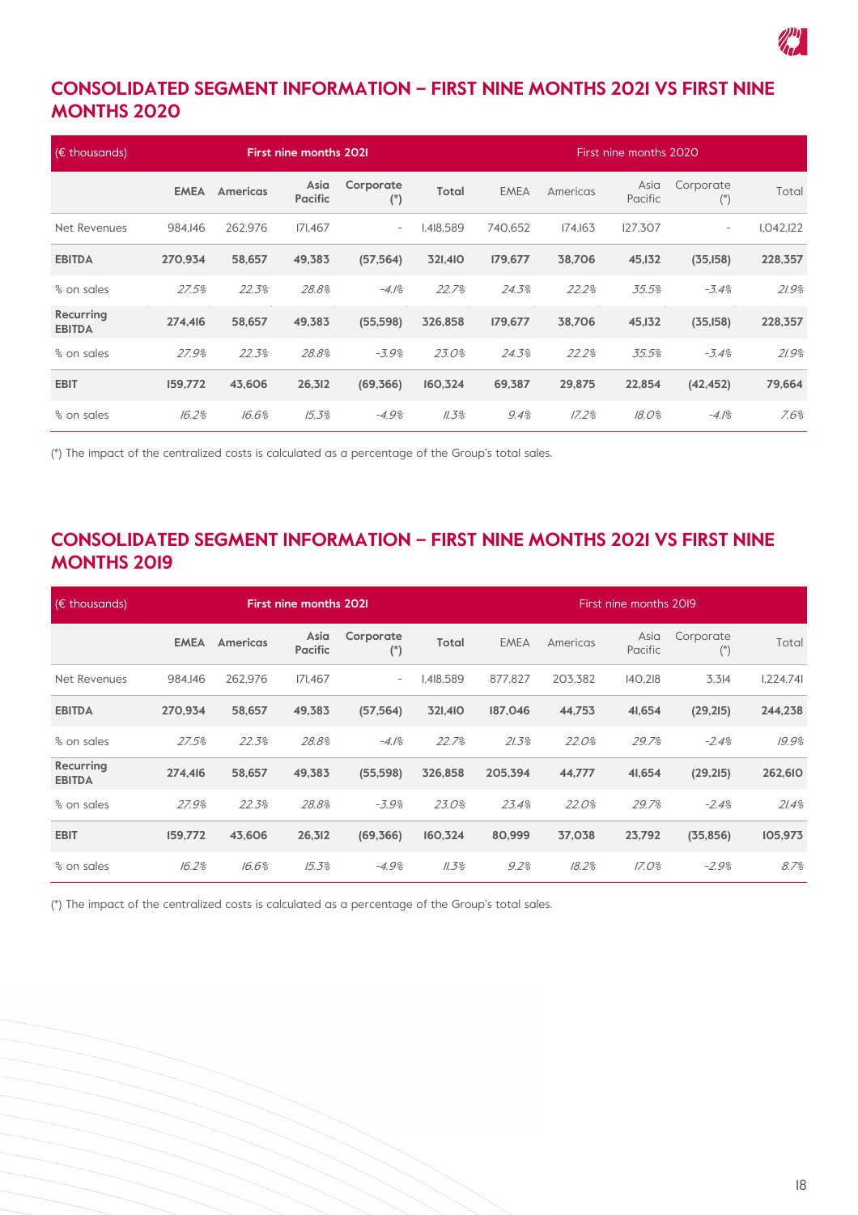## CONSOLIDATED SEGMENT INFORMATION – FIRST NINE MONTHS 2021 VS FIRST NINE MONTHS 2020

| (€ thousands) | First nine months 2021 | | | | | First nine months 2020 | | | | |
|---|---|---|---|---|---|---|---|---|---|---|
| | **EMEA** | **Americas** | **Asia Pacific** | **Corporate (*)** | **Total** | EMEA | Americas | Asia Pacific | Corporate (*) | Total |
| Net Revenues | 984,146 | 262,976 | 171,467 | - | 1,418,589 | 740,652 | 174,163 | 127,307 | - | 1,042,122 |
| **EBITDA** | **270,934** | **58,657** | **49,383** | **(57,564)** | **321,410** | **179,677** | **38,706** | **45,132** | **(35,158)** | **228,357** |
| % on sales | *27.5%* | *22.3%* | *28.8%* | *-4.1%* | *22.7%* | *24.3%* | *22.2%* | *35.5%* | *-3.4%* | *21.9%* |
| **Recurring EBITDA** | **274,416** | **58,657** | **49,383** | **(55,598)** | **326,858** | **179,677** | **38,706** | **45,132** | **(35,158)** | **228,357** |
| % on sales | *27.9%* | *22.3%* | *28.8%* | *-3.9%* | *23.0%* | *24.3%* | *22.2%* | *35.5%* | *-3.4%* | *21.9%* |
| **EBIT** | **159,772** | **43,606** | **26,312** | **(69,366)** | **160,324** | **69,387** | **29,875** | **22,854** | **(42,452)** | **79,664** |
| % on sales | *16.2%* | *16.6%* | *15.3%* | *-4.9%* | *11.3%* | *9.4%* | *17.2%* | *18.0%* | *-4.1%* | *7.6%* |

(*) The impact of the centralized costs is calculated as a percentage of the Group's total sales.

## CONSOLIDATED SEGMENT INFORMATION – FIRST NINE MONTHS 2021 VS FIRST NINE MONTHS 2019

| (€ thousands) | First nine months 2021 | | | | | First nine months 2019 | | | | |
|---|---|---|---|---|---|---|---|---|---|---|
| | **EMEA** | **Americas** | **Asia Pacific** | **Corporate (*)** | **Total** | EMEA | Americas | Asia Pacific | Corporate (*) | Total |
| Net Revenues | 984,146 | 262,976 | 171,467 | - | 1,418,589 | 877,827 | 203,382 | 140,218 | 3,314 | 1,224,741 |
| **EBITDA** | **270,934** | **58,657** | **49,383** | **(57,564)** | **321,410** | **187,046** | **44,753** | **41,654** | **(29,215)** | **244,238** |
| % on sales | *27.5%* | *22.3%* | *28.8%* | *-4.1%* | *22.7%* | *21.3%* | *22.0%* | *29.7%* | *-2.4%* | *19.9%* |
| **Recurring EBITDA** | **274,416** | **58,657** | **49,383** | **(55,598)** | **326,858** | **205,394** | **44,777** | **41,654** | **(29,215)** | **262,610** |
| % on sales | *27.9%* | *22.3%* | *28.8%* | *-3.9%* | *23.0%* | *23.4%* | *22.0%* | *29.7%* | *-2.4%* | *21.4%* |
| **EBIT** | **159,772** | **43,606** | **26,312** | **(69,366)** | **160,324** | **80,999** | **37,038** | **23,792** | **(35,856)** | **105,973** |
| % on sales | *16.2%* | *16.6%* | *15.3%* | *-4.9%* | *11.3%* | *9.2%* | *18.2%* | *17.0%* | *-2.9%* | *8.7%* |

(*) The impact of the centralized costs is calculated as a percentage of the Group's total sales.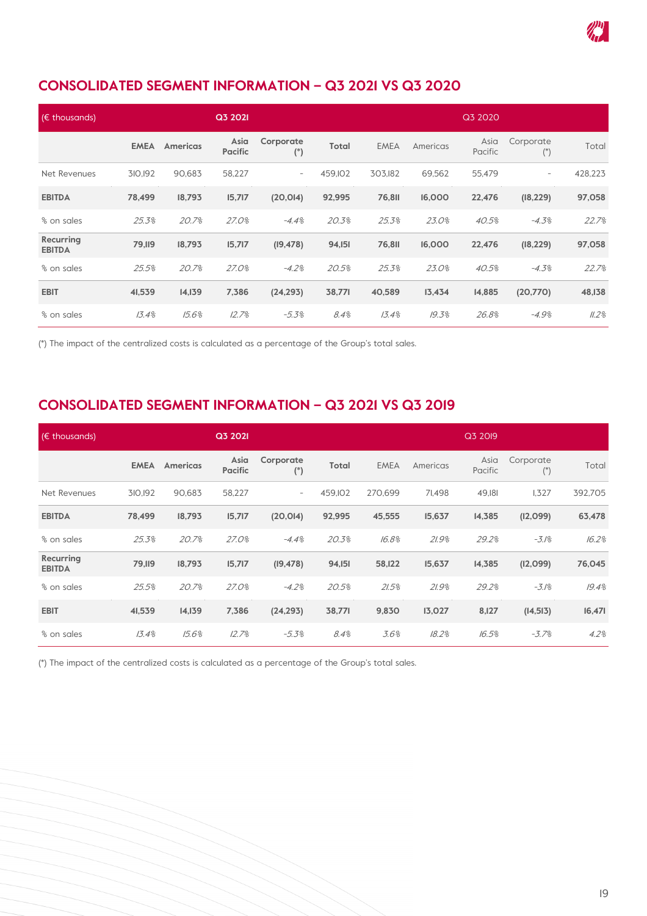## CONSOLIDATED SEGMENT INFORMATION – Q3 2021 VS Q3 2020

| (€ thousands) | Q3 2021 | | | | | Q3 2020 | | | | |
|---|---|---|---|---|---|---|---|---|---|---|
| | **EMEA** | **Americas** | **Asia Pacific** | **Corporate (*)** | **Total** | EMEA | Americas | Asia Pacific | Corporate (*) | Total |
| Net Revenues | 310,192 | 90,683 | 58,227 | - | 459,102 | 303,182 | 69,562 | 55,479 | - | 428,223 |
| **EBITDA** | **78,499** | **18,793** | **15,717** | **(20,014)** | **92,995** | **76,811** | **16,000** | **22,476** | **(18,229)** | **97,058** |
| % on sales | *25.3%* | *20.7%* | *27.0%* | *-4.4%* | *20.3%* | *25.3%* | *23.0%* | *40.5%* | *-4.3%* | *22.7%* |
| **Recurring EBITDA** | **79,119** | **18,793** | **15,717** | **(19,478)** | **94,151** | **76,811** | **16,000** | **22,476** | **(18,229)** | **97,058** |
| % on sales | *25.5%* | *20.7%* | *27.0%* | *-4.2%* | *20.5%* | *25.3%* | *23.0%* | *40.5%* | *-4.3%* | *22.7%* |
| **EBIT** | **41,539** | **14,139** | **7,386** | **(24,293)** | **38,771** | **40,589** | **13,434** | **14,885** | **(20,770)** | **48,138** |
| % on sales | *13.4%* | *15.6%* | *12.7%* | *-5.3%* | *8.4%* | *13.4%* | *19.3%* | *26.8%* | *-4.9%* | *11.2%* |

(*) The impact of the centralized costs is calculated as a percentage of the Group's total sales.

## CONSOLIDATED SEGMENT INFORMATION – Q3 2021 VS Q3 2019

| (€ thousands) | Q3 2021 | | | | | Q3 2019 | | | | |
|---|---|---|---|---|---|---|---|---|---|---|
| | **EMEA** | **Americas** | **Asia Pacific** | **Corporate (*)** | **Total** | EMEA | Americas | Asia Pacific | Corporate (*) | Total |
| Net Revenues | 310,192 | 90,683 | 58,227 | - | 459,102 | 270,699 | 71,498 | 49,181 | 1,327 | 392,705 |
| **EBITDA** | **78,499** | **18,793** | **15,717** | **(20,014)** | **92,995** | **45,555** | **15,637** | **14,385** | **(12,099)** | **63,478** |
| % on sales | *25.3%* | *20.7%* | *27.0%* | *-4.4%* | *20.3%* | *16.8%* | *21.9%* | *29.2%* | *-3.1%* | *16.2%* |
| **Recurring EBITDA** | **79,119** | **18,793** | **15,717** | **(19,478)** | **94,151** | **58,122** | **15,637** | **14,385** | **(12,099)** | **76,045** |
| % on sales | *25.5%* | *20.7%* | *27.0%* | *-4.2%* | *20.5%* | *21.5%* | *21.9%* | *29.2%* | *-3.1%* | *19.4%* |
| **EBIT** | **41,539** | **14,139** | **7,386** | **(24,293)** | **38,771** | **9,830** | **13,027** | **8,127** | **(14,513)** | **16,471** |
| % on sales | *13.4%* | *15.6%* | *12.7%* | *-5.3%* | *8.4%* | *3.6%* | *18.2%* | *16.5%* | *-3.7%* | *4.2%* |

(*) The impact of the centralized costs is calculated as a percentage of the Group's total sales.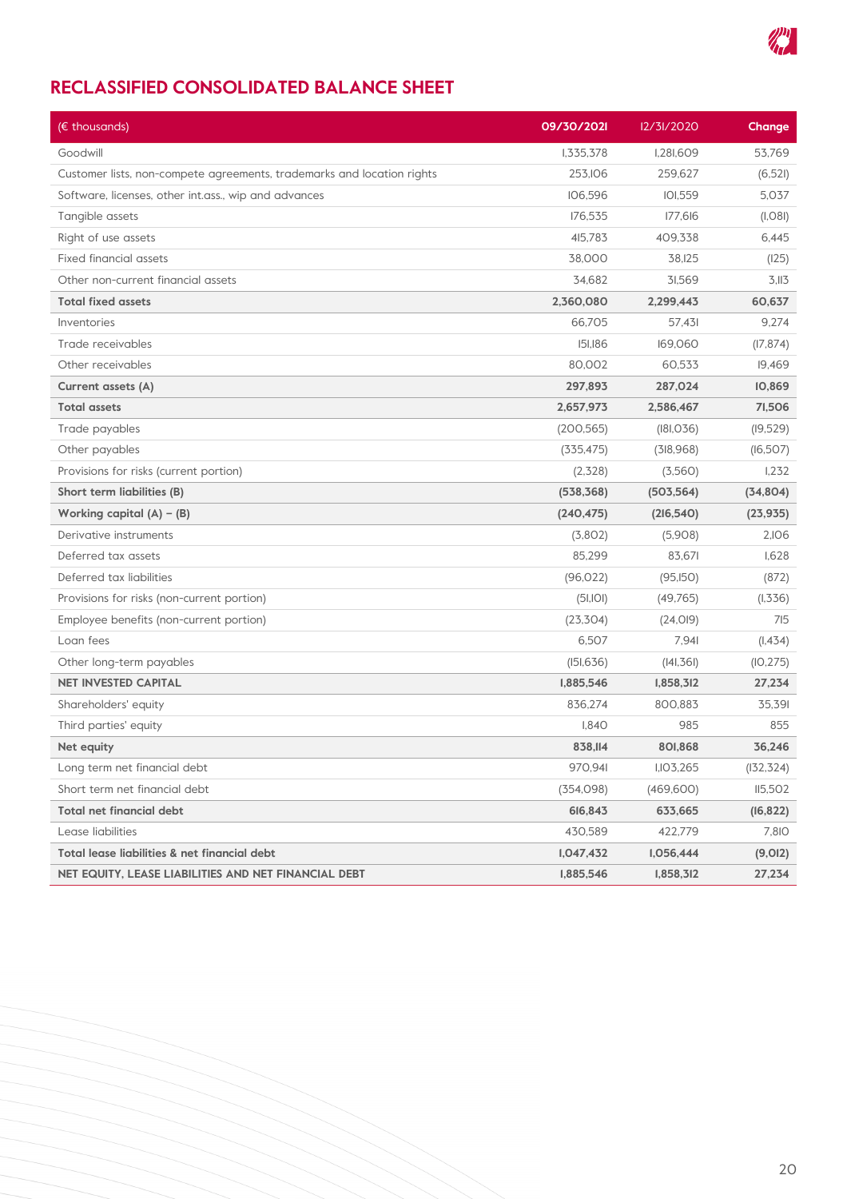## RECLASSIFIED CONSOLIDATED BALANCE SHEET

| (€ thousands) | 09/30/2021 | 12/31/2020 | Change |
|---|---|---|---|
| Goodwill | 1,335,378 | 1,281,609 | 53,769 |
| Customer lists, non-compete agreements, trademarks and location rights | 253,106 | 259,627 | (6,521) |
| Software, licenses, other int.ass., wip and advances | 106,596 | 101,559 | 5,037 |
| Tangible assets | 176,535 | 177,616 | (1,081) |
| Right of use assets | 415,783 | 409,338 | 6,445 |
| Fixed financial assets | 38,000 | 38,125 | (125) |
| Other non-current financial assets | 34,682 | 31,569 | 3,113 |
| **Total fixed assets** | **2,360,080** | **2,299,443** | **60,637** |
| Inventories | 66,705 | 57,431 | 9,274 |
| Trade receivables | 151,186 | 169,060 | (17,874) |
| Other receivables | 80,002 | 60,533 | 19,469 |
| **Current assets (A)** | **297,893** | **287,024** | **10,869** |
| **Total assets** | **2,657,973** | **2,586,467** | **71,506** |
| Trade payables | (200,565) | (181,036) | (19,529) |
| Other payables | (335,475) | (318,968) | (16,507) |
| Provisions for risks (current portion) | (2,328) | (3,560) | 1,232 |
| **Short term liabilities (B)** | **(538,368)** | **(503,564)** | **(34,804)** |
| **Working capital (A) – (B)** | **(240,475)** | **(216,540)** | **(23,935)** |
| Derivative instruments | (3,802) | (5,908) | 2,106 |
| Deferred tax assets | 85,299 | 83,671 | 1,628 |
| Deferred tax liabilities | (96,022) | (95,150) | (872) |
| Provisions for risks (non-current portion) | (51,101) | (49,765) | (1,336) |
| Employee benefits (non-current portion) | (23,304) | (24,019) | 715 |
| Loan fees | 6,507 | 7,941 | (1,434) |
| Other long-term payables | (151,636) | (141,361) | (10,275) |
| **NET INVESTED CAPITAL** | **1,885,546** | **1,858,312** | **27,234** |
| Shareholders' equity | 836,274 | 800,883 | 35,391 |
| Third parties' equity | 1,840 | 985 | 855 |
| **Net equity** | **838,114** | **801,868** | **36,246** |
| Long term net financial debt | 970,941 | 1,103,265 | (132,324) |
| Short term net financial debt | (354,098) | (469,600) | 115,502 |
| **Total net financial debt** | **616,843** | **633,665** | **(16,822)** |
| Lease liabilities | 430,589 | 422,779 | 7,810 |
| **Total lease liabilities & net financial debt** | **1,047,432** | **1,056,444** | **(9,012)** |
| **NET EQUITY, LEASE LIABILITIES AND NET FINANCIAL DEBT** | **1,885,546** | **1,858,312** | **27,234** |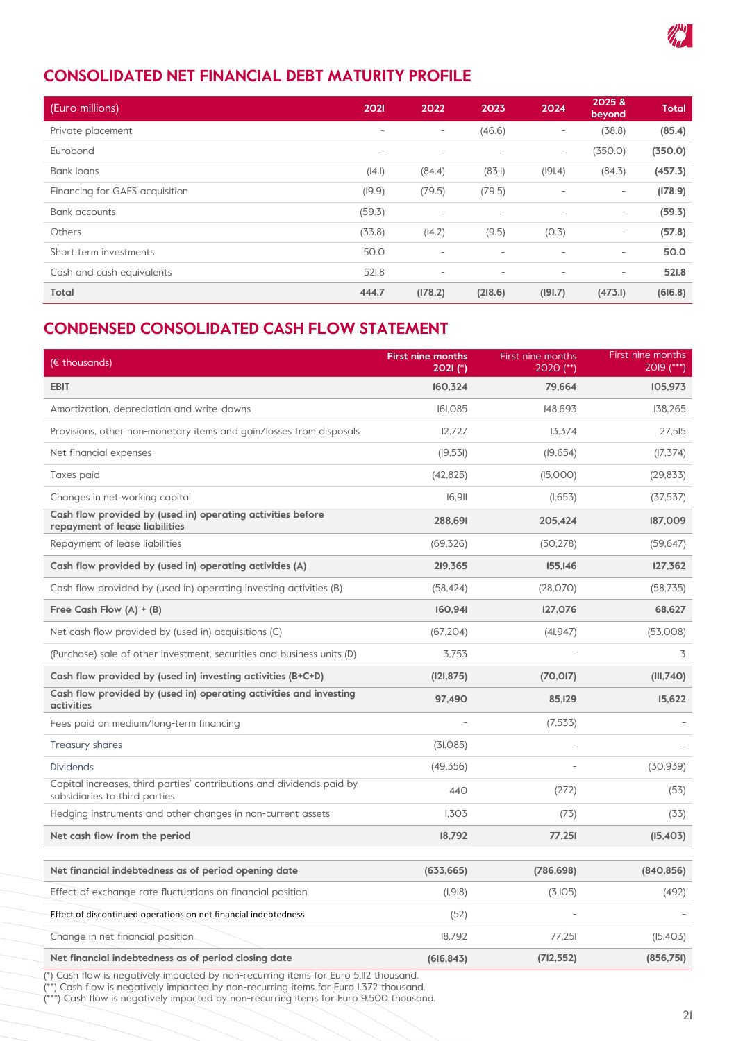## CONSOLIDATED NET FINANCIAL DEBT MATURITY PROFILE

| (Euro millions) | 2021 | 2022 | 2023 | 2024 | 2025 & beyond | Total |
|---|---|---|---|---|---|---|
| Private placement | - | - | (46.6) | - | (38.8) | **(85.4)** |
| Eurobond | - | - | - | - | (350.0) | **(350.0)** |
| Bank loans | (14.1) | (84.4) | (83.1) | (191.4) | (84.3) | **(457.3)** |
| Financing for GAES acquisition | (19.9) | (79.5) | (79.5) | - | - | **(178.9)** |
| Bank accounts | (59.3) | - | - | - | - | **(59.3)** |
| Others | (33.8) | (14.2) | (9.5) | (0.3) | - | **(57.8)** |
| Short term investments | 50.0 | - | - | - | - | **50.0** |
| Cash and cash equivalents | 521.8 | - | - | - | - | **521.8** |
| **Total** | **444.7** | **(178.2)** | **(218.6)** | **(191.7)** | **(473.1)** | **(616.8)** |

## CONDENSED CONSOLIDATED CASH FLOW STATEMENT

| (€ thousands) | First nine months 2021 (*) | First nine months 2020 (**) | First nine months 2019 (***) |
|---|---|---|---|
| **EBIT** | **160,324** | **79,664** | **105,973** |
| Amortization, depreciation and write-downs | 161,085 | 148,693 | 138,265 |
| Provisions, other non-monetary items and gain/losses from disposals | 12,727 | 13,374 | 27,515 |
| Net financial expenses | (19,531) | (19,654) | (17,374) |
| Taxes paid | (42,825) | (15,000) | (29,833) |
| Changes in net working capital | 16,911 | (1,653) | (37,537) |
| **Cash flow provided by (used in) operating activities before repayment of lease liabilities** | **288,691** | **205,424** | **187,009** |
| Repayment of lease liabilities | (69,326) | (50,278) | (59,647) |
| **Cash flow provided by (used in) operating activities (A)** | **219,365** | **155,146** | **127,362** |
| Cash flow provided by (used in) operating investing activities (B) | (58,424) | (28,070) | (58,735) |
| **Free Cash Flow (A) + (B)** | **160,941** | **127,076** | **68,627** |
| Net cash flow provided by (used in) acquisitions (C) | (67,204) | (41,947) | (53,008) |
| (Purchase) sale of other investment, securities and business units (D) | 3,753 | - | 3 |
| **Cash flow provided by (used in) investing activities (B+C+D)** | **(121,875)** | **(70,017)** | **(111,740)** |
| **Cash flow provided by (used in) operating activities and investing activities** | **97,490** | **85,129** | **15,622** |
| Fees paid on medium/long-term financing | - | (7,533) | - |
| Treasury shares | (31,085) | - | - |
| Dividends | (49,356) | - | (30,939) |
| Capital increases, third parties' contributions and dividends paid by subsidiaries to third parties | 440 | (272) | (53) |
| Hedging instruments and other changes in non-current assets | 1,303 | (73) | (33) |
| **Net cash flow from the period** | **18,792** | **77,251** | **(15,403)** |
| | | | |
| **Net financial indebtedness as of period opening date** | **(633,665)** | **(786,698)** | **(840,856)** |
| Effect of exchange rate fluctuations on financial position | (1,918) | (3,105) | (492) |
| Effect of discontinued operations on net financial indebtedness | (52) | - | - |
| Change in net financial position | 18,792 | 77,251 | (15,403) |
| **Net financial indebtedness as of period closing date** | **(616,843)** | **(712,552)** | **(856,751)** |

(*) Cash flow is negatively impacted by non-recurring items for Euro 5.112 thousand.
(**) Cash flow is negatively impacted by non-recurring items for Euro 1.372 thousand.
(***) Cash flow is negatively impacted by non-recurring items for Euro 9.500 thousand.